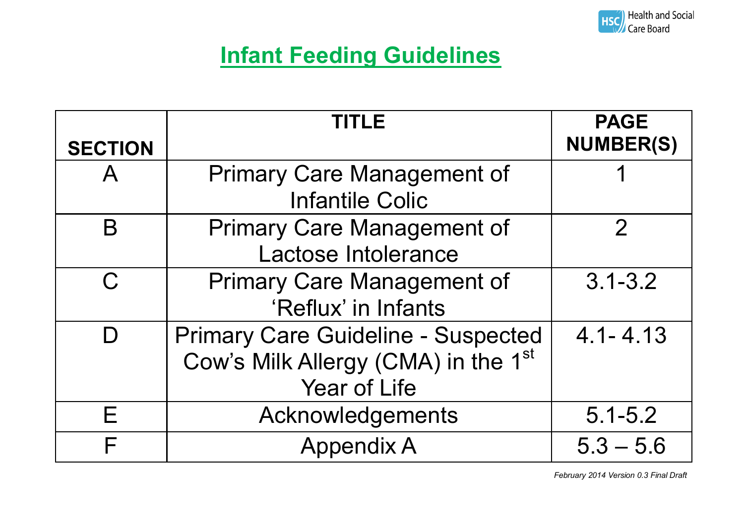Health and Social Care Board

# Infant Feeding Guidelines

| SECTION | TITLE | PAGE NUMBER(S) |
| --- | --- | --- |
| A | Primary Care Management of Infantile Colic | 1 |
| B | Primary Care Management of Lactose Intolerance | 2 |
| C | Primary Care Management of 'Reflux' in Infants | 3.1-3.2 |
| D | Primary Care Guideline - Suspected Cow's Milk Allergy (CMA) in the 1st Year of Life | 4.1- 4.13 |
| E | Acknowledgements | 5.1-5.2 |
| F | Appendix A | 5.3 – 5.6 |

*February 2014 Version 0.3 Final Draft*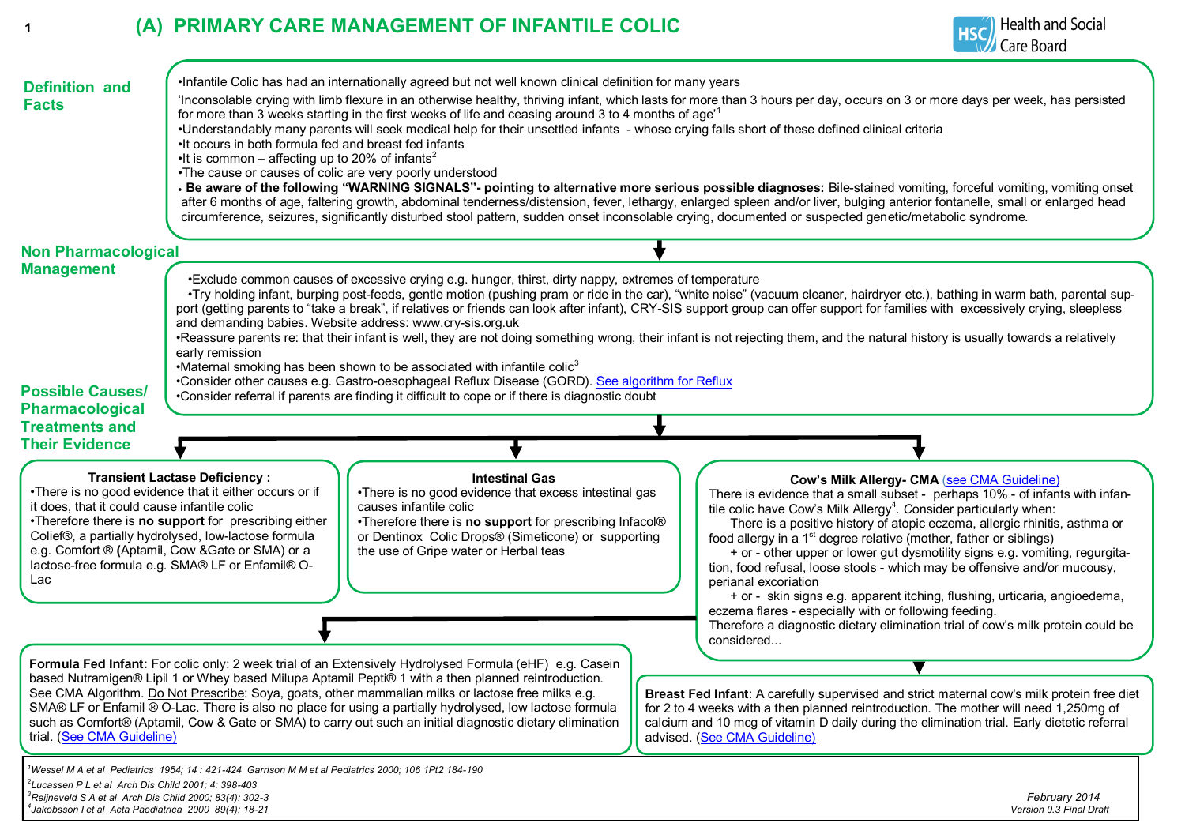# (A) PRIMARY CARE MANAGEMENT OF INFANTILE COLIC

Health and Social Care Board

## Definition and Facts

- Infantile Colic has had an internationally agreed but not well known clinical definition for many years

'Inconsolable crying with limb flexure in an otherwise healthy, thriving infant, which lasts for more than 3 hours per day, occurs on 3 or more days per week, has persisted for more than 3 weeks starting in the first weeks of life and ceasing around 3 to 4 months of age'[1]

- Understandably many parents will seek medical help for their unsettled infants - whose crying falls short of these defined clinical criteria
- It occurs in both formula fed and breast fed infants
- It is common – affecting up to 20% of infants[2]
- The cause or causes of colic are very poorly understood
- **Be aware of the following "WARNING SIGNALS"- pointing to alternative more serious possible diagnoses:** Bile-stained vomiting, forceful vomiting, vomiting onset after 6 months of age, faltering growth, abdominal tenderness/distension, fever, lethargy, enlarged spleen and/or liver, bulging anterior fontanelle, small or enlarged head circumference, seizures, significantly disturbed stool pattern, sudden onset inconsolable crying, documented or suspected genetic/metabolic syndrome.

## Non Pharmacological Management

- Exclude common causes of excessive crying e.g. hunger, thirst, dirty nappy, extremes of temperature
- Try holding infant, burping post-feeds, gentle motion (pushing pram or ride in the car), "white noise" (vacuum cleaner, hairdryer etc.), bathing in warm bath, parental support (getting parents to "take a break", if relatives or friends can look after infant), CRY-SIS support group can offer support for families with excessively crying, sleepless and demanding babies. Website address: www.cry-sis.org.uk
- Reassure parents re: that their infant is well, they are not doing something wrong, their infant is not rejecting them, and the natural history is usually towards a relatively early remission
- Maternal smoking has been shown to be associated with infantile colic[3]
- Consider other causes e.g. Gastro-oesophageal Reflux Disease (GORD). See algorithm for Reflux
- Consider referral if parents are finding it difficult to cope or if there is diagnostic doubt

## Possible Causes/ Pharmacological Treatments and Their Evidence

### Transient Lactase Deficiency :

- There is no good evidence that it either occurs or if it does, that it could cause infantile colic
- Therefore there is **no support** for prescribing either Colief®, a partially hydrolysed, low-lactose formula e.g. Comfort ® **(**Aptamil, Cow &Gate or SMA) or a lactose-free formula e.g. SMA® LF or Enfamil® O-Lac

### Intestinal Gas

- There is no good evidence that excess intestinal gas causes infantile colic
- Therefore there is **no support** for prescribing Infacol® or Dentinox Colic Drops® (Simeticone) or supporting the use of Gripe water or Herbal teas

### Cow's Milk Allergy- CMA (see CMA Guideline)

There is evidence that a small subset - perhaps 10% - of infants with infantile colic have Cow's Milk Allergy[4]. Consider particularly when:

There is a positive history of atopic eczema, allergic rhinitis, asthma or food allergy in a 1st degree relative (mother, father or siblings)

+ or - other upper or lower gut dysmotility signs e.g. vomiting, regurgitation, food refusal, loose stools - which may be offensive and/or mucousy, perianal excoriation

+ or - skin signs e.g. apparent itching, flushing, urticaria, angioedema, eczema flares - especially with or following feeding.

Therefore a diagnostic dietary elimination trial of cow's milk protein could be considered...

**Formula Fed Infant:** For colic only: 2 week trial of an Extensively Hydrolysed Formula (eHF) e.g. Casein based Nutramigen® Lipil 1 or Whey based Milupa Aptamil Pepti® 1 with a then planned reintroduction. See CMA Algorithm. Do Not Prescribe: Soya, goats, other mammalian milks or lactose free milks e.g. SMA® LF or Enfamil ® O-Lac. There is also no place for using a partially hydrolysed, low lactose formula such as Comfort® (Aptamil, Cow & Gate or SMA) to carry out such an initial diagnostic dietary elimination trial. (See CMA Guideline)

**Breast Fed Infant**: A carefully supervised and strict maternal cow's milk protein free diet for 2 to 4 weeks with a then planned reintroduction. The mother will need 1,250mg of calcium and 10 mcg of vitamin D daily during the elimination trial. Early dietetic referral advised. (See CMA Guideline)

---

[1] *Wessel M A et al Pediatrics 1954; 14 : 421-424 Garrison M M et al Pediatrics 2000; 106 1Pt2 184-190*
[2] *Lucassen P L et al Arch Dis Child 2001; 4: 398-403*
[3] *Reijneveld S A et al Arch Dis Child 2000; 83(4): 302-3*
[4] *Jakobsson I et al Acta Paediatrica 2000 89(4); 18-21*

*February 2014*
*Version 0.3 Final Draft*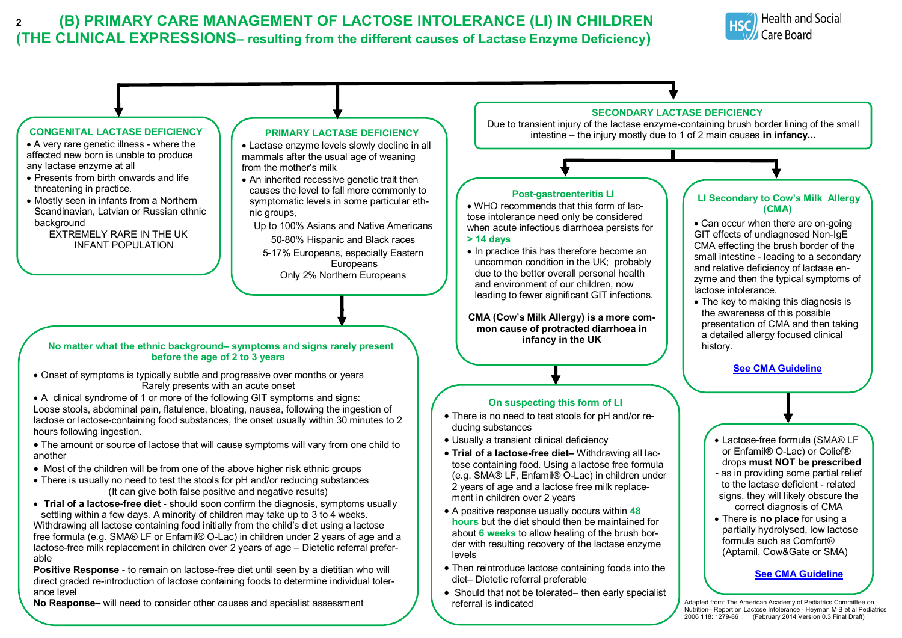# (B) PRIMARY CARE MANAGEMENT OF LACTOSE INTOLERANCE (LI) IN CHILDREN

## (THE CLINICAL EXPRESSIONS– resulting from the different causes of Lactase Enzyme Deficiency)

### CONGENITAL LACTASE DEFICIENCY

- A very rare genetic illness - where the affected new born is unable to produce any lactase enzyme at all
- Presents from birth onwards and life threatening in practice.
- Mostly seen in infants from a Northern Scandinavian, Latvian or Russian ethnic background

EXTREMELY RARE IN THE UK INFANT POPULATION

### PRIMARY LACTASE DEFICIENCY

- Lactase enzyme levels slowly decline in all mammals after the usual age of weaning from the mother's milk
- An inherited recessive genetic trait then causes the level to fall more commonly to symptomatic levels in some particular ethnic groups,

Up to 100% Asians and Native Americans

50-80% Hispanic and Black races

5-17% Europeans, especially Eastern Europeans

Only 2% Northern Europeans

#### No matter what the ethnic background– symptoms and signs rarely present before the age of 2 to 3 years

- Onset of symptoms is typically subtle and progressive over months or years
  Rarely presents with an acute onset
- A clinical syndrome of 1 or more of the following GIT symptoms and signs:

Loose stools, abdominal pain, flatulence, bloating, nausea, following the ingestion of lactose or lactose-containing food substances, the onset usually within 30 minutes to 2 hours following ingestion.

- The amount or source of lactose that will cause symptoms will vary from one child to another
- Most of the children will be from one of the above higher risk ethnic groups
- There is usually no need to test the stools for pH and/or reducing substances
  (It can give both false positive and negative results)
- **Trial of a lactose-free diet** - should soon confirm the diagnosis, symptoms usually settling within a few days. A minority of children may take up to 3 to 4 weeks.

Withdrawing all lactose containing food initially from the child's diet using a lactose free formula (e.g. SMA® LF or Enfamil® O-Lac) in children under 2 years of age and a lactose-free milk replacement in children over 2 years of age – Dietetic referral preferable

**Positive Response** - to remain on lactose-free diet until seen by a dietitian who will direct graded re-introduction of lactose containing foods to determine individual tolerance level

**No Response**– will need to consider other causes and specialist assessment

### SECONDARY LACTASE DEFICIENCY

Due to transient injury of the lactase enzyme-containing brush border lining of the small intestine – the injury mostly due to 1 of 2 main causes **in infancy...**

#### Post-gastroenteritis LI

- WHO recommends that this form of lactose intolerance need only be considered when acute infectious diarrhoea persists for **> 14 days**
- In practice this has therefore become an uncommon condition in the UK; probably due to the better overall personal health and environment of our children, now leading to fewer significant GIT infections.

**CMA (Cow's Milk Allergy) is a more common cause of protracted diarrhoea in infancy in the UK**

#### On suspecting this form of LI

- There is no need to test stools for pH and/or reducing substances
- Usually a transient clinical deficiency
- **Trial of a lactose-free diet–** Withdrawing all lactose containing food. Using a lactose free formula (e.g. SMA® LF, Enfamil® O-Lac) in children under 2 years of age and a lactose free milk replacement in children over 2 years
- A positive response usually occurs within **48 hours** but the diet should then be maintained for about **6 weeks** to allow healing of the brush border with resulting recovery of the lactase enzyme levels
- Then reintroduce lactose containing foods into the diet– Dietetic referral preferable
- Should that not be tolerated– then early specialist referral is indicated

#### LI Secondary to Cow's Milk Allergy (CMA)

- Can occur when there are on-going GIT effects of undiagnosed Non-IgE CMA effecting the brush border of the small intestine - leading to a secondary and relative deficiency of lactase enzyme and then the typical symptoms of lactose intolerance.
- The key to making this diagnosis is the awareness of this possible presentation of CMA and then taking a detailed allergy focused clinical history.

**See CMA Guideline**

- Lactose-free formula (SMA® LF or Enfamil® O-Lac) or Colief® drops **must NOT be prescribed**
  - as in providing some partial relief to the lactase deficient - related signs, they will likely obscure the correct diagnosis of CMA
- There is **no place** for using a partially hydrolysed, low lactose formula such as Comfort® (Aptamil, Cow&Gate or SMA)

**See CMA Guideline**

Adapted from: The American Academy of Pediatrics Committee on Nutrition– Report on Lactose Intolerance - Heyman M B et al Pediatrics 2006 118: 1279-86 (February 2014 Version 0.3 Final Draft)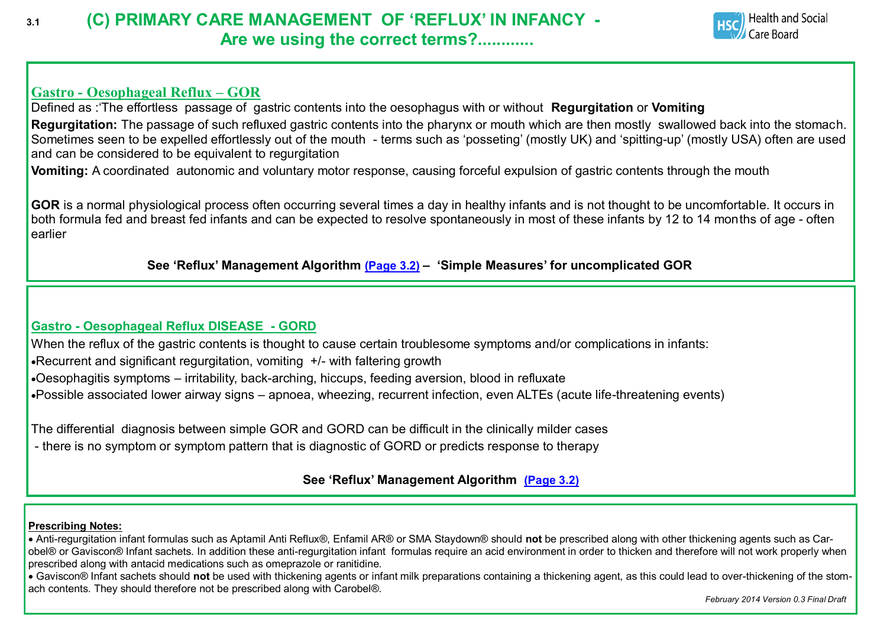3.1

# (C) PRIMARY CARE MANAGEMENT OF 'REFLUX' IN INFANCY - Are we using the correct terms?............

## Gastro - Oesophageal Reflux – GOR

Defined as :'The effortless passage of gastric contents into the oesophagus with or without **Regurgitation** or **Vomiting**

**Regurgitation:** The passage of such refluxed gastric contents into the pharynx or mouth which are then mostly swallowed back into the stomach. Sometimes seen to be expelled effortlessly out of the mouth - terms such as 'posseting' (mostly UK) and 'spitting-up' (mostly USA) often are used and can be considered to be equivalent to regurgitation

**Vomiting:** A coordinated autonomic and voluntary motor response, causing forceful expulsion of gastric contents through the mouth

**GOR** is a normal physiological process often occurring several times a day in healthy infants and is not thought to be uncomfortable. It occurs in both formula fed and breast fed infants and can be expected to resolve spontaneously in most of these infants by 12 to 14 months of age - often earlier

**See 'Reflux' Management Algorithm (Page 3.2) – 'Simple Measures' for uncomplicated GOR**

## Gastro - Oesophageal Reflux DISEASE - GORD

When the reflux of the gastric contents is thought to cause certain troublesome symptoms and/or complications in infants:

- Recurrent and significant regurgitation, vomiting +/- with faltering growth
- Oesophagitis symptoms – irritability, back-arching, hiccups, feeding aversion, blood in refluxate
- Possible associated lower airway signs – apnoea, wheezing, recurrent infection, even ALTEs (acute life-threatening events)

The differential diagnosis between simple GOR and GORD can be difficult in the clinically milder cases
 - there is no symptom or symptom pattern that is diagnostic of GORD or predicts response to therapy

**See 'Reflux' Management Algorithm (Page 3.2)**

**Prescribing Notes:**

- Anti-regurgitation infant formulas such as Aptamil Anti Reflux®, Enfamil AR® or SMA Staydown® should **not** be prescribed along with other thickening agents such as Carobel® or Gaviscon® Infant sachets. In addition these anti-regurgitation infant formulas require an acid environment in order to thicken and therefore will not work properly when prescribed along with antacid medications such as omeprazole or ranitidine.
- Gaviscon® Infant sachets should **not** be used with thickening agents or infant milk preparations containing a thickening agent, as this could lead to over-thickening of the stomach contents. They should therefore not be prescribed along with Carobel®.

*February 2014 Version 0.3 Final Draft*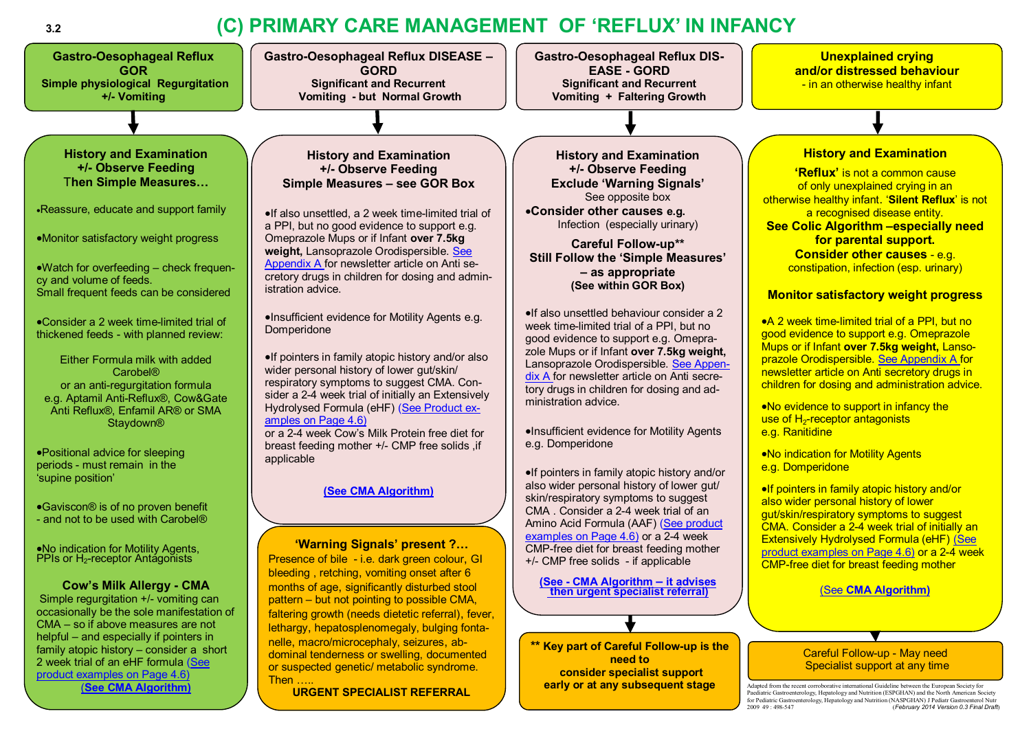# (C) PRIMARY CARE MANAGEMENT OF 'REFLUX' IN INFANCY

## Gastro-Oesophageal Reflux GOR

**Simple physiological Regurgitation +/- Vomiting**

### History and Examination +/- Observe Feeding Then Simple Measures…

- Reassure, educate and support family
- Monitor satisfactory weight progress
- Watch for overfeeding – check frequency and volume of feeds. Small frequent feeds can be considered
- Consider a 2 week time-limited trial of thickened feeds - with planned review:

  Either Formula milk with added Carobel®
  or an anti-regurgitation formula
  e.g. Aptamil Anti-Reflux®, Cow&Gate Anti Reflux®, Enfamil AR® or SMA Staydown®

- Positional advice for sleeping periods - must remain in the 'supine position'
- Gaviscon® is of no proven benefit - and not to be used with Carobel®
- No indication for Motility Agents, PPIs or $H_2$-receptor Antagonists

### Cow's Milk Allergy - CMA

Simple regurgitation +/- vomiting can occasionally be the sole manifestation of CMA – so if above measures are not helpful – and especially if pointers in family atopic history – consider a short 2 week trial of an eHF formula (See product examples on Page 4.6)

**(See CMA Algorithm)**

## Gastro-Oesophageal Reflux DISEASE – GORD

**Significant and Recurrent Vomiting - but Normal Growth**

### History and Examination +/- Observe Feeding Simple Measures – see GOR Box

- If also unsettled, a 2 week time-limited trial of a PPI, but no good evidence to support e.g. Omeprazole Mups or if Infant **over 7.5kg weight,** Lansoprazole Orodispersible. See Appendix A for newsletter article on Anti secretory drugs in children for dosing and administration advice.
- Insufficient evidence for Motility Agents e.g. Domperidone
- If pointers in family atopic history and/or also wider personal history of lower gut/skin/respiratory symptoms to suggest CMA. Consider a 2-4 week trial of initially an Extensively Hydrolysed Formula (eHF) (See Product examples on Page 4.6) or a 2-4 week Cow's Milk Protein free diet for breast feeding mother +/- CMP free solids ,if applicable

**(See CMA Algorithm)**

### 'Warning Signals' present ?…

Presence of bile - i.e. dark green colour, GI bleeding , retching, vomiting onset after 6 months of age, significantly disturbed stool pattern – but not pointing to possible CMA, faltering growth (needs dietetic referral), fever, lethargy, hepatosplenomegaly, bulging fontanelle, macro/microcephaly, seizures, abdominal tenderness or swelling, documented or suspected genetic/ metabolic syndrome. Then …..

**URGENT SPECIALIST REFERRAL**

## Gastro-Oesophageal Reflux DISEASE - GORD

**Significant and Recurrent Vomiting + Faltering Growth**

### History and Examination +/- Observe Feeding Exclude 'Warning Signals'

See opposite box

- **Consider other causes e.g.** Infection (especially urinary)

### Careful Follow-up** Still Follow the 'Simple Measures' – as appropriate (See within GOR Box)

- If also unsettled behaviour consider a 2 week time-limited trial of a PPI, but no good evidence to support e.g. Omeprazole Mups or if Infant **over 7.5kg weight,** Lansoprazole Orodispersible. See Appendix A for newsletter article on Anti secretory drugs in children for dosing and administration advice.
- Insufficient evidence for Motility Agents e.g. Domperidone
- If pointers in family atopic history and/or also wider personal history of lower gut/ skin/respiratory symptoms to suggest CMA . Consider a 2-4 week trial of an Amino Acid Formula (AAF) (See product examples on Page 4.6) or a 2-4 week CMP-free diet for breast feeding mother +/- CMP free solids - if applicable

**(See - CMA Algorithm – it advises then urgent specialist referral)**

**** Key part of Careful Follow-up is the need to consider specialist support early or at any subsequent stage**

## Unexplained crying and/or distressed behaviour

- in an otherwise healthy infant

### History and Examination

**'Reflux'** is not a common cause of only unexplained crying in an otherwise healthy infant. '**Silent Reflux**' is not a recognised disease entity.

**See Colic Algorithm –especially need for parental support.**

**Consider other causes** - e.g. constipation, infection (esp. urinary)

**Monitor satisfactory weight progress**

- A 2 week time-limited trial of a PPI, but no good evidence to support e.g. Omeprazole Mups or if Infant **over 7.5kg weight,** Lansoprazole Orodispersible. See Appendix A for newsletter article on Anti secretory drugs in children for dosing and administration advice.
- No evidence to support in infancy the use of $H_2$-receptor antagonists e.g. Ranitidine
- No indication for Motility Agents e.g. Domperidone
- If pointers in family atopic history and/or also wider personal history of lower gut/skin/respiratory symptoms to suggest CMA. Consider a 2-4 week trial of initially an Extensively Hydrolysed Formula (eHF) (See product examples on Page 4.6) or a 2-4 week CMP-free diet for breast feeding mother

(See **CMA Algorithm**)

Careful Follow-up - May need Specialist support at any time

Adapted from the recent corroborative international Guideline between the European Society for Paediatric Gastroenterology, Hepatology and Nutrition (ESPGHAN) and the North American Society for Pediatric Gastroenterology, Hepatology and Nutrition (NASPGHAN) J Pediatr Gastroenterol Nutr 2009 49 : 498-547 *(February 2014 Version 0.3 Final Draft)*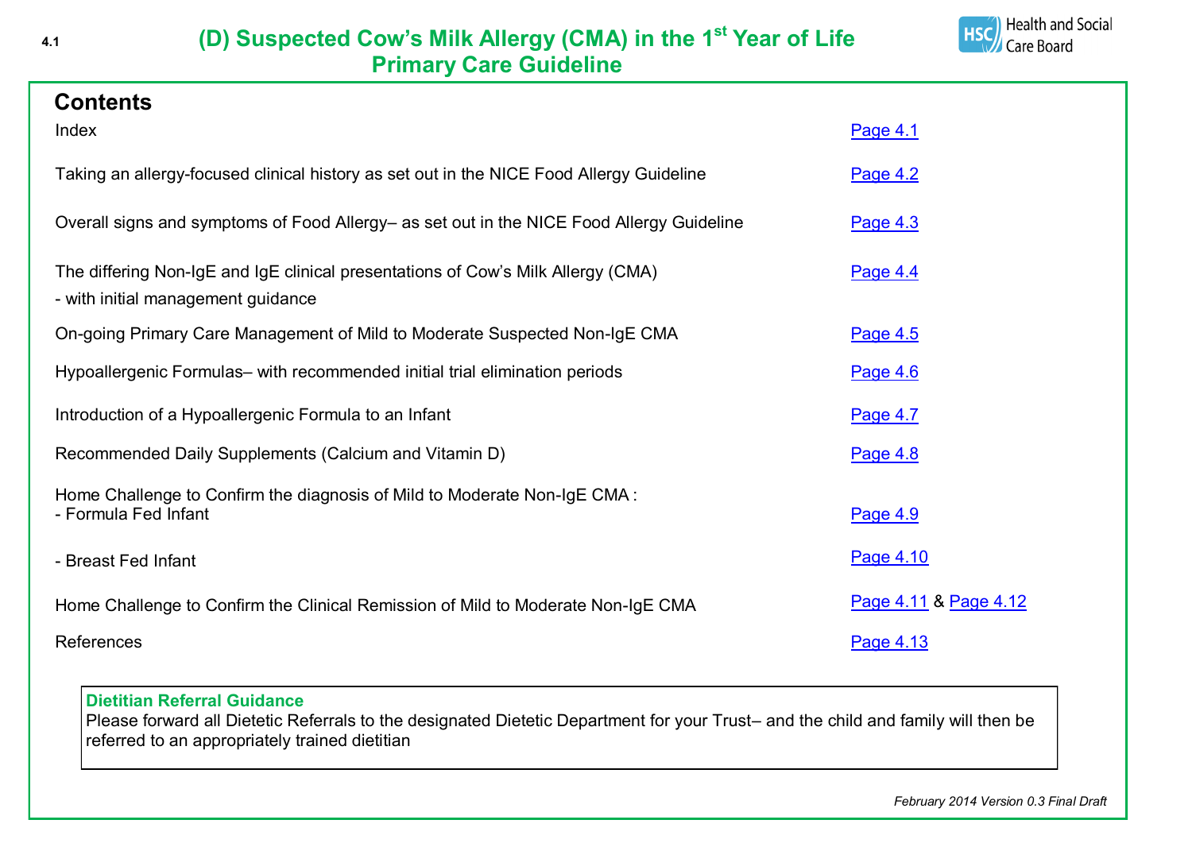# (D) Suspected Cow's Milk Allergy (CMA) in the 1st Year of Life
## Primary Care Guideline

Health and Social Care Board

## Contents

| | |
|---|---|
| Index | Page 4.1 |
| Taking an allergy-focused clinical history as set out in the NICE Food Allergy Guideline | Page 4.2 |
| Overall signs and symptoms of Food Allergy– as set out in the NICE Food Allergy Guideline | Page 4.3 |
| The differing Non-IgE and IgE clinical presentations of Cow's Milk Allergy (CMA) - with initial management guidance | Page 4.4 |
| On-going Primary Care Management of Mild to Moderate Suspected Non-IgE CMA | Page 4.5 |
| Hypoallergenic Formulas– with recommended initial trial elimination periods | Page 4.6 |
| Introduction of a Hypoallergenic Formula to an Infant | Page 4.7 |
| Recommended Daily Supplements (Calcium and Vitamin D) | Page 4.8 |
| Home Challenge to Confirm the diagnosis of Mild to Moderate Non-IgE CMA : - Formula Fed Infant | Page 4.9 |
| - Breast Fed Infant | Page 4.10 |
| Home Challenge to Confirm the Clinical Remission of Mild to Moderate Non-IgE CMA | Page 4.11 & Page 4.12 |
| References | Page 4.13 |

**Dietitian Referral Guidance**
Please forward all Dietetic Referrals to the designated Dietetic Department for your Trust– and the child and family will then be referred to an appropriately trained dietitian

*February 2014 Version 0.3 Final Draft*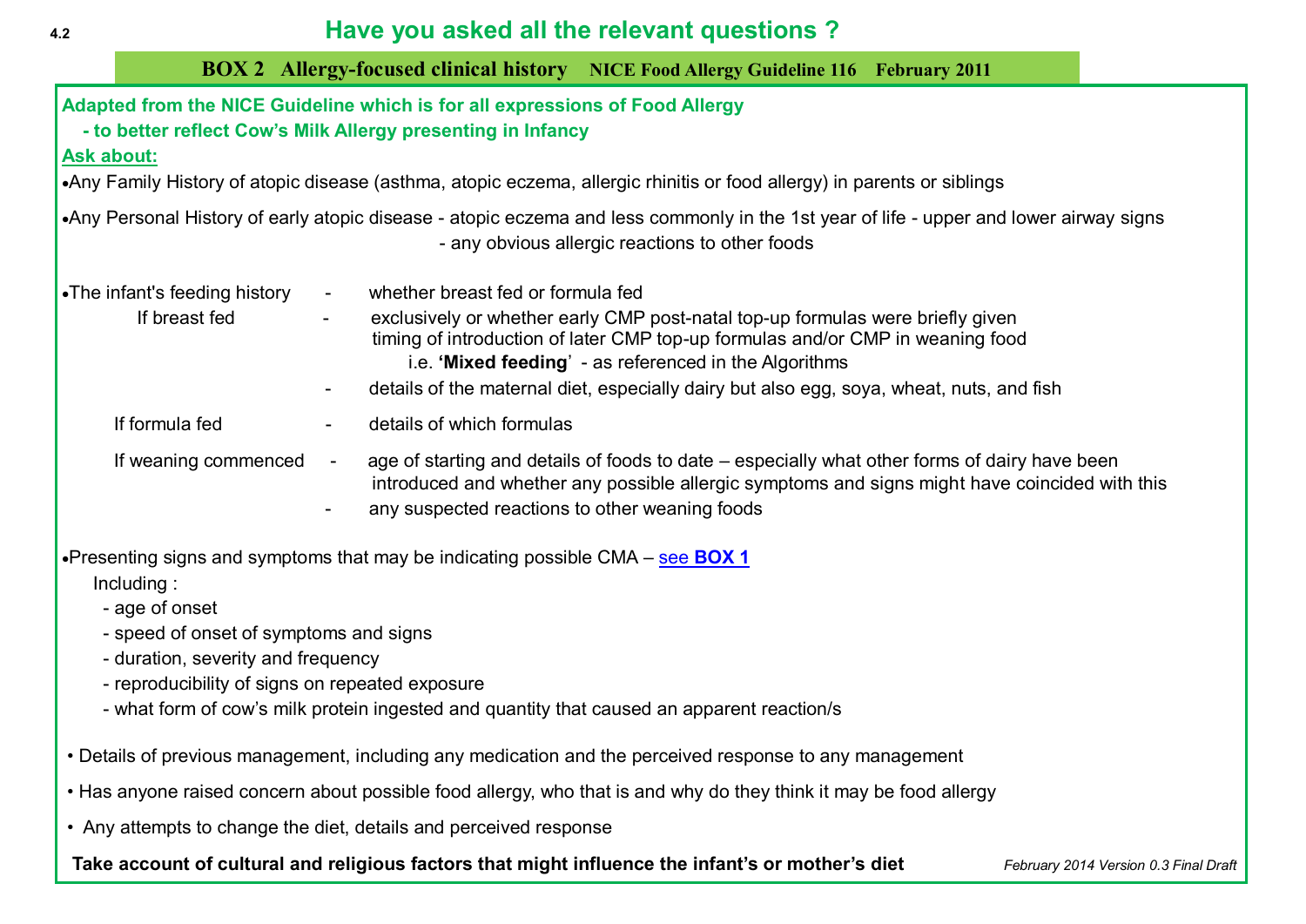# Have you asked all the relevant questions ?

## BOX 2 Allergy-focused clinical history NICE Food Allergy Guideline 116 February 2011

**Adapted from the NICE Guideline which is for all expressions of Food Allergy**
**- to better reflect Cow's Milk Allergy presenting in Infancy**

**Ask about:**

- Any Family History of atopic disease (asthma, atopic eczema, allergic rhinitis or food allergy) in parents or siblings
- Any Personal History of early atopic disease - atopic eczema and less commonly in the 1st year of life - upper and lower airway signs
  - any obvious allergic reactions to other foods
- The infant's feeding history - whether breast fed or formula fed
  - If breast fed
    - exclusively or whether early CMP post-natal top-up formulas were briefly given timing of introduction of later CMP top-up formulas and/or CMP in weaning food i.e. **'Mixed feeding'** - as referenced in the Algorithms
    - details of the maternal diet, especially dairy but also egg, soya, wheat, nuts, and fish
  - If formula fed
    - details of which formulas
  - If weaning commenced
    - age of starting and details of foods to date – especially what other forms of dairy have been introduced and whether any possible allergic symptoms and signs might have coincided with this
    - any suspected reactions to other weaning foods
- Presenting signs and symptoms that may be indicating possible CMA – see **BOX 1**

  Including :
  - age of onset
  - speed of onset of symptoms and signs
  - duration, severity and frequency
  - reproducibility of signs on repeated exposure
  - what form of cow's milk protein ingested and quantity that caused an apparent reaction/s
- Details of previous management, including any medication and the perceived response to any management
- Has anyone raised concern about possible food allergy, who that is and why do they think it may be food allergy
- Any attempts to change the diet, details and perceived response

**Take account of cultural and religious factors that might influence the infant's or mother's diet**

*February 2014 Version 0.3 Final Draft*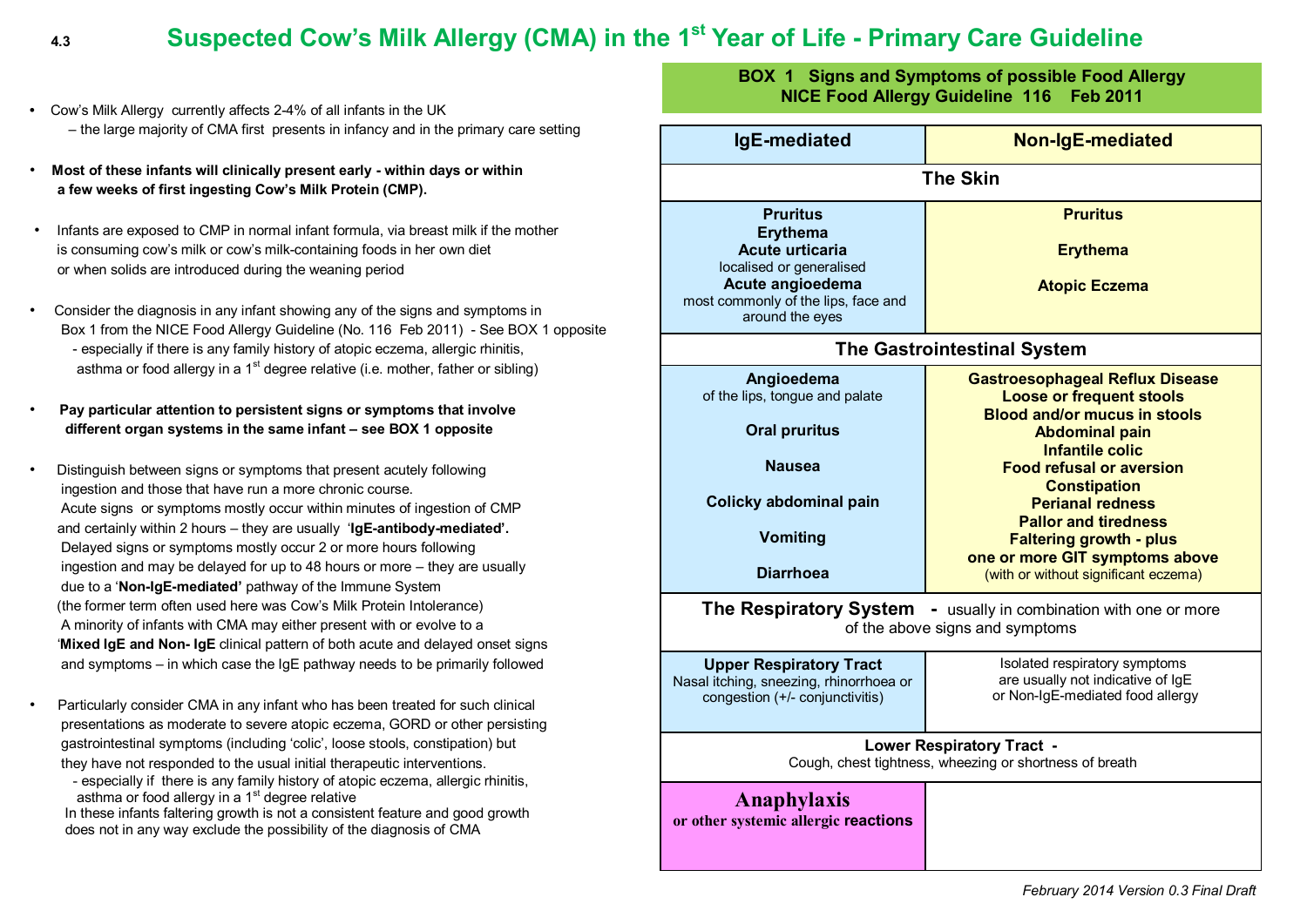# Suspected Cow's Milk Allergy (CMA) in the 1st Year of Life - Primary Care Guideline

4.3

- Cow's Milk Allergy currently affects 2-4% of all infants in the UK – the large majority of CMA first presents in infancy and in the primary care setting
- **Most of these infants will clinically present early - within days or within a few weeks of first ingesting Cow's Milk Protein (CMP).**
- Infants are exposed to CMP in normal infant formula, via breast milk if the mother is consuming cow's milk or cow's milk-containing foods in her own diet or when solids are introduced during the weaning period
- Consider the diagnosis in any infant showing any of the signs and symptoms in Box 1 from the NICE Food Allergy Guideline (No. 116 Feb 2011) - See BOX 1 opposite
  - especially if there is any family history of atopic eczema, allergic rhinitis, asthma or food allergy in a 1st degree relative (i.e. mother, father or sibling)
- **Pay particular attention to persistent signs or symptoms that involve different organ systems in the same infant – see BOX 1 opposite**
- Distinguish between signs or symptoms that present acutely following ingestion and those that have run a more chronic course. Acute signs or symptoms mostly occur within minutes of ingestion of CMP and certainly within 2 hours – they are usually '**IgE-antibody-mediated'.** Delayed signs or symptoms mostly occur 2 or more hours following ingestion and may be delayed for up to 48 hours or more – they are usually due to a '**Non-IgE-mediated'** pathway of the Immune System (the former term often used here was Cow's Milk Protein Intolerance) A minority of infants with CMA may either present with or evolve to a '**Mixed IgE and Non- IgE** clinical pattern of both acute and delayed onset signs and symptoms – in which case the IgE pathway needs to be primarily followed
- Particularly consider CMA in any infant who has been treated for such clinical presentations as moderate to severe atopic eczema, GORD or other persisting gastrointestinal symptoms (including 'colic', loose stools, constipation) but they have not responded to the usual initial therapeutic interventions.
  - especially if there is any family history of atopic eczema, allergic rhinitis, asthma or food allergy in a 1st degree relative

  In these infants faltering growth is not a consistent feature and good growth does not in any way exclude the possibility of the diagnosis of CMA

**BOX 1 Signs and Symptoms of possible Food Allergy**
**NICE Food Allergy Guideline 116 Feb 2011**

| IgE-mediated | Non-IgE-mediated |
|---|---|
| **The Skin** | |
| **Pruritus**<br>**Erythema**<br>**Acute urticaria** localised or generalised<br>**Acute angioedema** most commonly of the lips, face and around the eyes | **Pruritus**<br>**Erythema**<br>**Atopic Eczema** |
| **The Gastrointestinal System** | |
| **Angioedema** of the lips, tongue and palate<br>**Oral pruritus**<br>**Nausea**<br>**Colicky abdominal pain**<br>**Vomiting**<br>**Diarrhoea** | **Gastroesophageal Reflux Disease**<br>**Loose or frequent stools**<br>**Blood and/or mucus in stools**<br>**Abdominal pain**<br>**Infantile colic**<br>**Food refusal or aversion**<br>**Constipation**<br>**Perianal redness**<br>**Pallor and tiredness**<br>**Faltering growth - plus one or more GIT symptoms above** (with or without significant eczema) |
| **The Respiratory System** - usually in combination with one or more of the above signs and symptoms | |
| **Upper Respiratory Tract** Nasal itching, sneezing, rhinorrhoea or congestion (+/- conjunctivitis) | Isolated respiratory symptoms are usually not indicative of IgE or Non-IgE-mediated food allergy |
| **Lower Respiratory Tract** - Cough, chest tightness, wheezing or shortness of breath | |
| **Anaphylaxis** or other systemic allergic **reactions** | |

*February 2014 Version 0.3 Final Draft*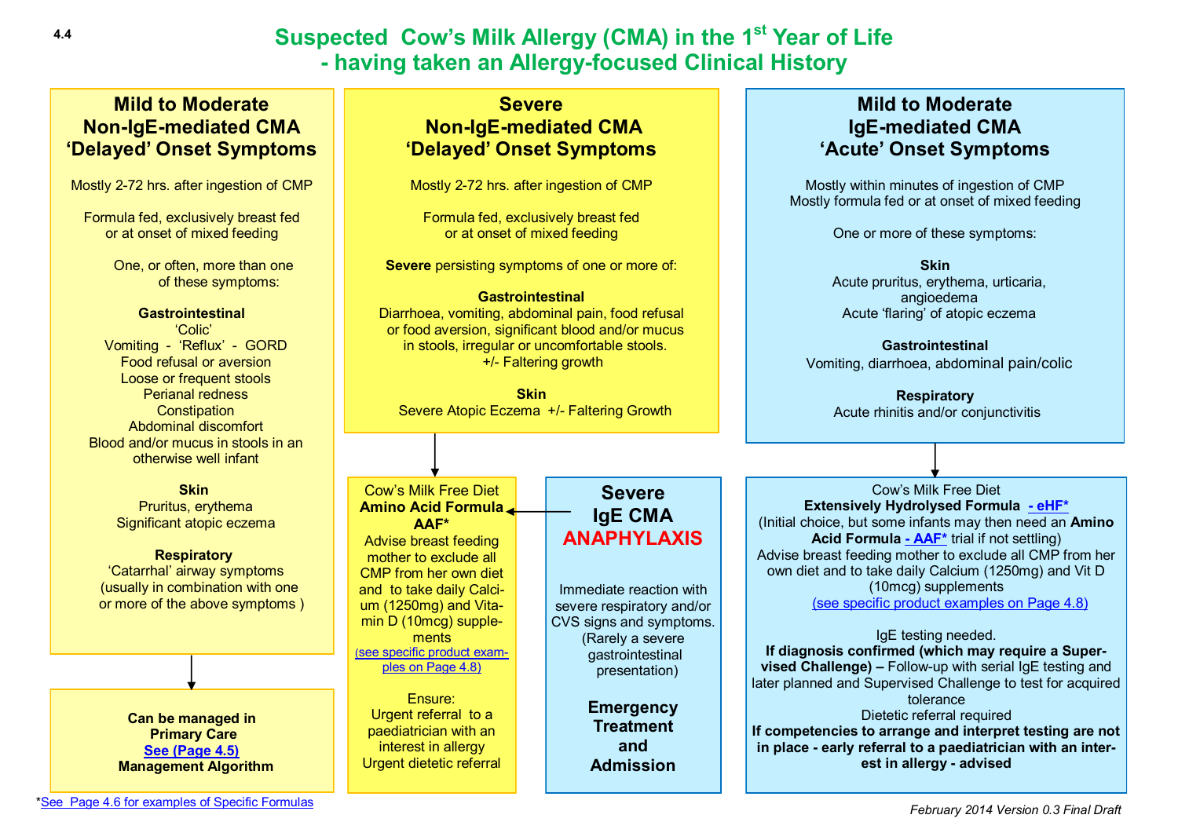4.4

# Suspected Cow's Milk Allergy (CMA) in the 1st Year of Life - having taken an Allergy-focused Clinical History

## Mild to Moderate Non-IgE-mediated CMA 'Delayed' Onset Symptoms

Mostly 2-72 hrs. after ingestion of CMP

Formula fed, exclusively breast fed or at onset of mixed feeding

One, or often, more than one of these symptoms:

**Gastrointestinal**
'Colic'
Vomiting - 'Reflux' - GORD
Food refusal or aversion
Loose or frequent stools
Perianal redness
Constipation
Abdominal discomfort
Blood and/or mucus in stools in an otherwise well infant

**Skin**
Pruritus, erythema
Significant atopic eczema

**Respiratory**
'Catarrhal' airway symptoms (usually in combination with one or more of the above symptoms )

↓

**Can be managed in Primary Care**
**See (Page 4.5)**
**Management Algorithm**

## Severe Non-IgE-mediated CMA 'Delayed' Onset Symptoms

Mostly 2-72 hrs. after ingestion of CMP

Formula fed, exclusively breast fed or at onset of mixed feeding

**Severe** persisting symptoms of one or more of:

**Gastrointestinal**
Diarrhoea, vomiting, abdominal pain, food refusal or food aversion, significant blood and/or mucus in stools, irregular or uncomfortable stools.
+/- Faltering growth

**Skin**
Severe Atopic Eczema +/- Faltering Growth

↓

Cow's Milk Free Diet
**Amino Acid Formula AAF***
Advise breast feeding mother to exclude all CMP from her own diet and to take daily Calcium (1250mg) and Vitamin D (10mcg) supplements
(see specific product examples on Page 4.8)

Ensure:
Urgent referral to a paediatrician with an interest in allergy
Urgent dietetic referral

## Severe IgE CMA ANAPHYLAXIS

Immediate reaction with severe respiratory and/or CVS signs and symptoms. (Rarely a severe gastrointestinal presentation)

**Emergency Treatment and Admission**

(→ Cow's Milk Free Diet, Amino Acid Formula AAF*)

## Mild to Moderate IgE-mediated CMA 'Acute' Onset Symptoms

Mostly within minutes of ingestion of CMP
Mostly formula fed or at onset of mixed feeding

One or more of these symptoms:

**Skin**
Acute pruritus, erythema, urticaria, angioedema
Acute 'flaring' of atopic eczema

**Gastrointestinal**
Vomiting, diarrhoea, abdominal pain/colic

**Respiratory**
Acute rhinitis and/or conjunctivitis

↓

Cow's Milk Free Diet
**Extensively Hydrolysed Formula - eHF***
(Initial choice, but some infants may then need an **Amino Acid Formula - AAF*** trial if not settling)
Advise breast feeding mother to exclude all CMP from her own diet and to take daily Calcium (1250mg) and Vit D (10mcg) supplements
(see specific product examples on Page 4.8)

IgE testing needed.
**If diagnosis confirmed (which may require a Supervised Challenge) –** Follow-up with serial IgE testing and later planned and Supervised Challenge to test for acquired tolerance
Dietetic referral required
**If competencies to arrange and interpret testing are not in place - early referral to a paediatrician with an interest in allergy - advised**

*See Page 4.6 for examples of Specific Formulas

*February 2014 Version 0.3 Final Draft*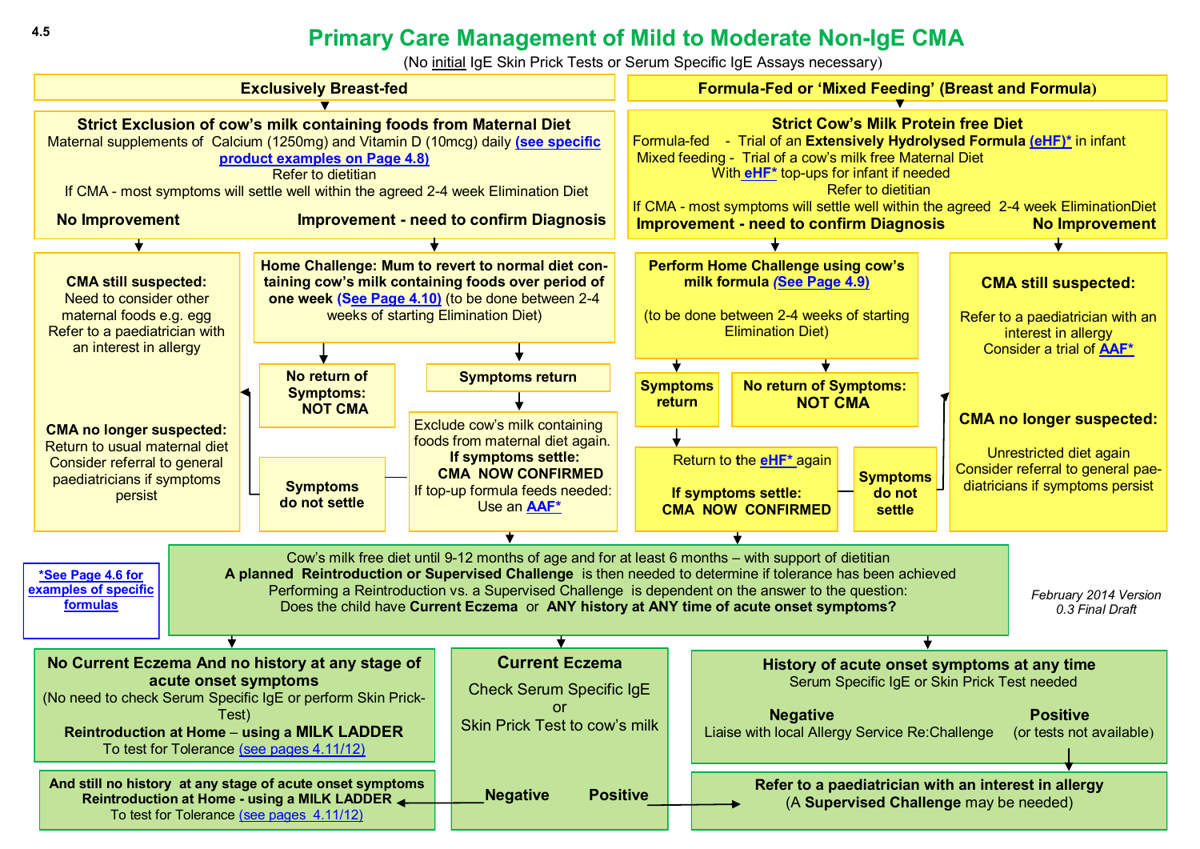# Primary Care Management of Mild to Moderate Non-IgE CMA

(No initial IgE Skin Prick Tests or Serum Specific IgE Assays necessary)

## Exclusively Breast-fed

**Strict Exclusion of cow's milk containing foods from Maternal Diet**
Maternal supplements of Calcium (1250mg) and Vitamin D (10mcg) daily (see specific product examples on Page 4.8)
Refer to dietitian
If CMA - most symptoms will settle well within the agreed 2-4 week Elimination Diet

**No Improvement** → **CMA still suspected:** Need to consider other maternal foods e.g. egg. Refer to a paediatrician with an interest in allergy
**CMA no longer suspected:** Return to usual maternal diet. Consider referral to general paediatricians if symptoms persist

**Improvement - need to confirm Diagnosis** → **Home Challenge: Mum to revert to normal diet containing cow's milk containing foods over period of one week (See Page 4.10)** (to be done between 2-4 weeks of starting Elimination Diet)

- **No return of Symptoms: NOT CMA**
- **Symptoms return** → Exclude cow's milk containing foods from maternal diet again.
  - **If symptoms settle: CMA NOW CONFIRMED.** If top-up formula feeds needed: Use an AAF*
  - **Symptoms do not settle** → CMA still suspected / CMA no longer suspected (see above)

## Formula-Fed or 'Mixed Feeding' (Breast and Formula)

**Strict Cow's Milk Protein free Diet**
Formula-fed - Trial of an **Extensively Hydrolysed Formula** (eHF)* in infant
Mixed feeding - Trial of a cow's milk free Maternal Diet With eHF* top-ups for infant if needed
Refer to dietitian
If CMA - most symptoms will settle well within the agreed 2-4 week Elimination Diet

**Improvement - need to confirm Diagnosis** → **Perform Home Challenge using cow's milk formula (See Page 4.9)** (to be done between 2-4 weeks of starting Elimination Diet)

- **No return of Symptoms: NOT CMA**
- **Symptoms return** → Return to the eHF* again
  - **If symptoms settle: CMA NOW CONFIRMED**
  - **Symptoms do not settle** → CMA still suspected / CMA no longer suspected (see below)

**No Improvement** → **CMA still suspected:** Refer to a paediatrician with an interest in allergy. Consider a trial of AAF*
**CMA no longer suspected:** Unrestricted diet again. Consider referral to general paediatricians if symptoms persist

## After CMA Confirmed

Cow's milk free diet until 9-12 months of age and for at least 6 months – with support of dietitian
**A planned Reintroduction or Supervised Challenge** is then needed to determine if tolerance has been achieved
Performing a Reintroduction vs. a Supervised Challenge is dependent on the answer to the question:
Does the child have **Current Eczema** or **ANY history at ANY time of acute onset symptoms?**

### No Current Eczema And no history at any stage of acute onset symptoms
(No need to check Serum Specific IgE or perform Skin Prick-Test)
**Reintroduction at Home – using a MILK LADDER**
To test for Tolerance (see pages 4.11/12)

### Current Eczema
Check Serum Specific IgE or Skin Prick Test to cow's milk

- **Negative** → **And still no history at any stage of acute onset symptoms. Reintroduction at Home - using a MILK LADDER** To test for Tolerance (see pages 4.11/12)
- **Positive** → **Refer to a paediatrician with an interest in allergy** (A **Supervised Challenge** may be needed)

### History of acute onset symptoms at any time
Serum Specific IgE or Skin Prick Test needed

- **Negative** – Liaise with local Allergy Service Re:Challenge
- **Positive** (or tests not available) → **Refer to a paediatrician with an interest in allergy** (A **Supervised Challenge** may be needed)

*See Page 4.6 for examples of specific formulas

*February 2014 Version 0.3 Final Draft*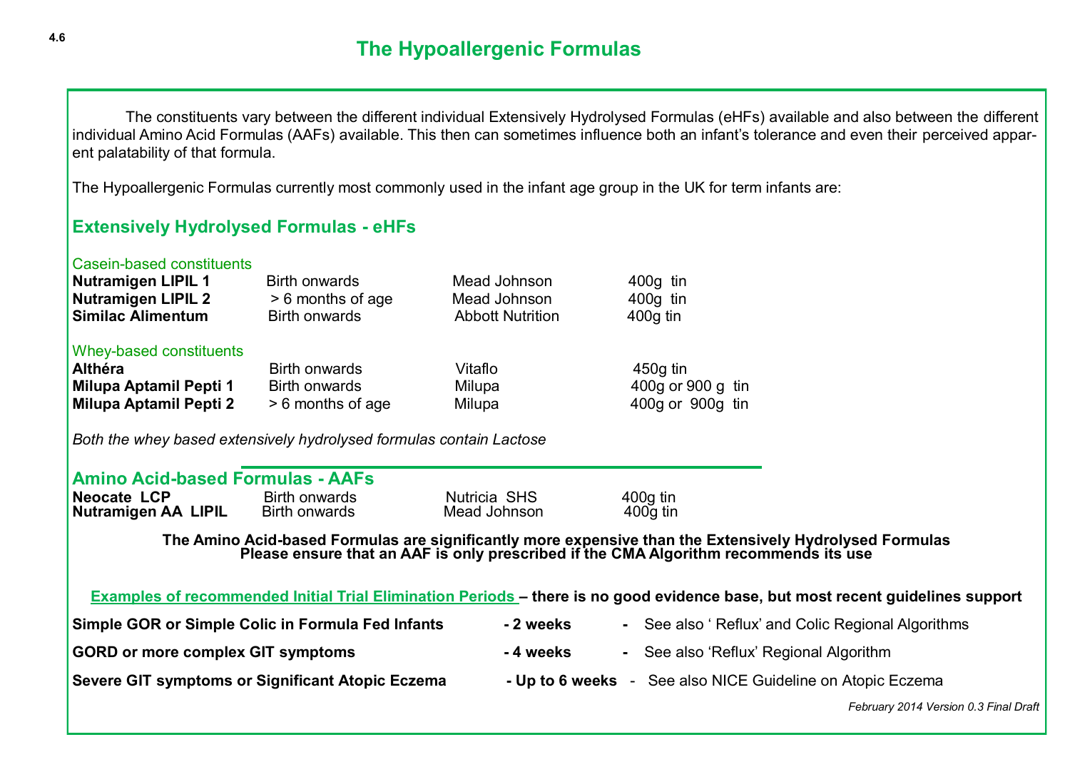# The Hypoallergenic Formulas

The constituents vary between the different individual Extensively Hydrolysed Formulas (eHFs) available and also between the different individual Amino Acid Formulas (AAFs) available. This then can sometimes influence both an infant's tolerance and even their perceived apparent palatability of that formula.

The Hypoallergenic Formulas currently most commonly used in the infant age group in the UK for term infants are:

## Extensively Hydrolysed Formulas - eHFs

Casein-based constituents

| | | | |
|---|---|---|---|
| **Nutramigen LIPIL 1** | Birth onwards | Mead Johnson | 400g tin |
| **Nutramigen LIPIL 2** | > 6 months of age | Mead Johnson | 400g tin |
| **Similac Alimentum** | Birth onwards | Abbott Nutrition | 400g tin |

Whey-based constituents

| | | | |
|---|---|---|---|
| **Althéra** | Birth onwards | Vitaflo | 450g tin |
| **Milupa Aptamil Pepti 1** | Birth onwards | Milupa | 400g or 900 g tin |
| **Milupa Aptamil Pepti 2** | > 6 months of age | Milupa | 400g or 900g tin |

*Both the whey based extensively hydrolysed formulas contain Lactose*

## Amino Acid-based Formulas - AAFs

| | | | |
|---|---|---|---|
| **Neocate LCP** | Birth onwards | Nutricia SHS | 400g tin |
| **Nutramigen AA LIPIL** | Birth onwards | Mead Johnson | 400g tin |

**The Amino Acid-based Formulas are significantly more expensive than the Extensively Hydrolysed Formulas**
**Please ensure that an AAF is only prescribed if the CMA Algorithm recommends its use**

**Examples of recommended Initial Trial Elimination Periods – there is no good evidence base, but most recent guidelines support**

| | | |
|---|---|---|
| **Simple GOR or Simple Colic in Formula Fed Infants** | **- 2 weeks** | **-** See also ' Reflux' and Colic Regional Algorithms |
| **GORD or more complex GIT symptoms** | **- 4 weeks** | **-** See also 'Reflux' Regional Algorithm |
| **Severe GIT symptoms or Significant Atopic Eczema** | **- Up to 6 weeks** | - See also NICE Guideline on Atopic Eczema |

*February 2014 Version 0.3 Final Draft*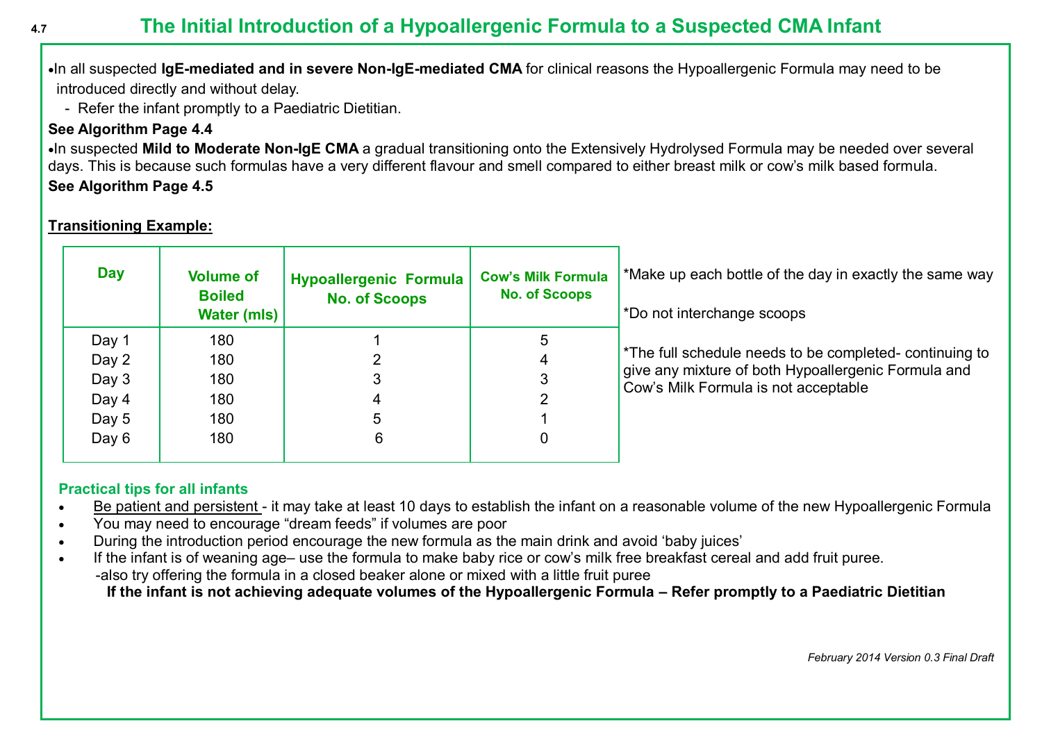## 4.7 The Initial Introduction of a Hypoallergenic Formula to a Suspected CMA Infant

- In all suspected **IgE-mediated and in severe Non-IgE-mediated CMA** for clinical reasons the Hypoallergenic Formula may need to be introduced directly and without delay.
  - Refer the infant promptly to a Paediatric Dietitian.

**See Algorithm Page 4.4**

- In suspected **Mild to Moderate Non-IgE CMA** a gradual transitioning onto the Extensively Hydrolysed Formula may be needed over several days. This is because such formulas have a very different flavour and smell compared to either breast milk or cow's milk based formula.

**See Algorithm Page 4.5**

**Transitioning Example:**

| Day | Volume of Boiled Water (mls) | Hypoallergenic Formula No. of Scoops | Cow's Milk Formula No. of Scoops |
|---|---|---|---|
| Day 1 | 180 | 1 | 5 |
| Day 2 | 180 | 2 | 4 |
| Day 3 | 180 | 3 | 3 |
| Day 4 | 180 | 4 | 2 |
| Day 5 | 180 | 5 | 1 |
| Day 6 | 180 | 6 | 0 |

*Make up each bottle of the day in exactly the same way

*Do not interchange scoops

*The full schedule needs to be completed- continuing to give any mixture of both Hypoallergenic Formula and Cow's Milk Formula is not acceptable

### Practical tips for all infants

- Be patient and persistent - it may take at least 10 days to establish the infant on a reasonable volume of the new Hypoallergenic Formula
- You may need to encourage "dream feeds" if volumes are poor
- During the introduction period encourage the new formula as the main drink and avoid 'baby juices'
- If the infant is of weaning age– use the formula to make baby rice or cow's milk free breakfast cereal and add fruit puree.
  -also try offering the formula in a closed beaker alone or mixed with a little fruit puree

**If the infant is not achieving adequate volumes of the Hypoallergenic Formula – Refer promptly to a Paediatric Dietitian**

*February 2014 Version 0.3 Final Draft*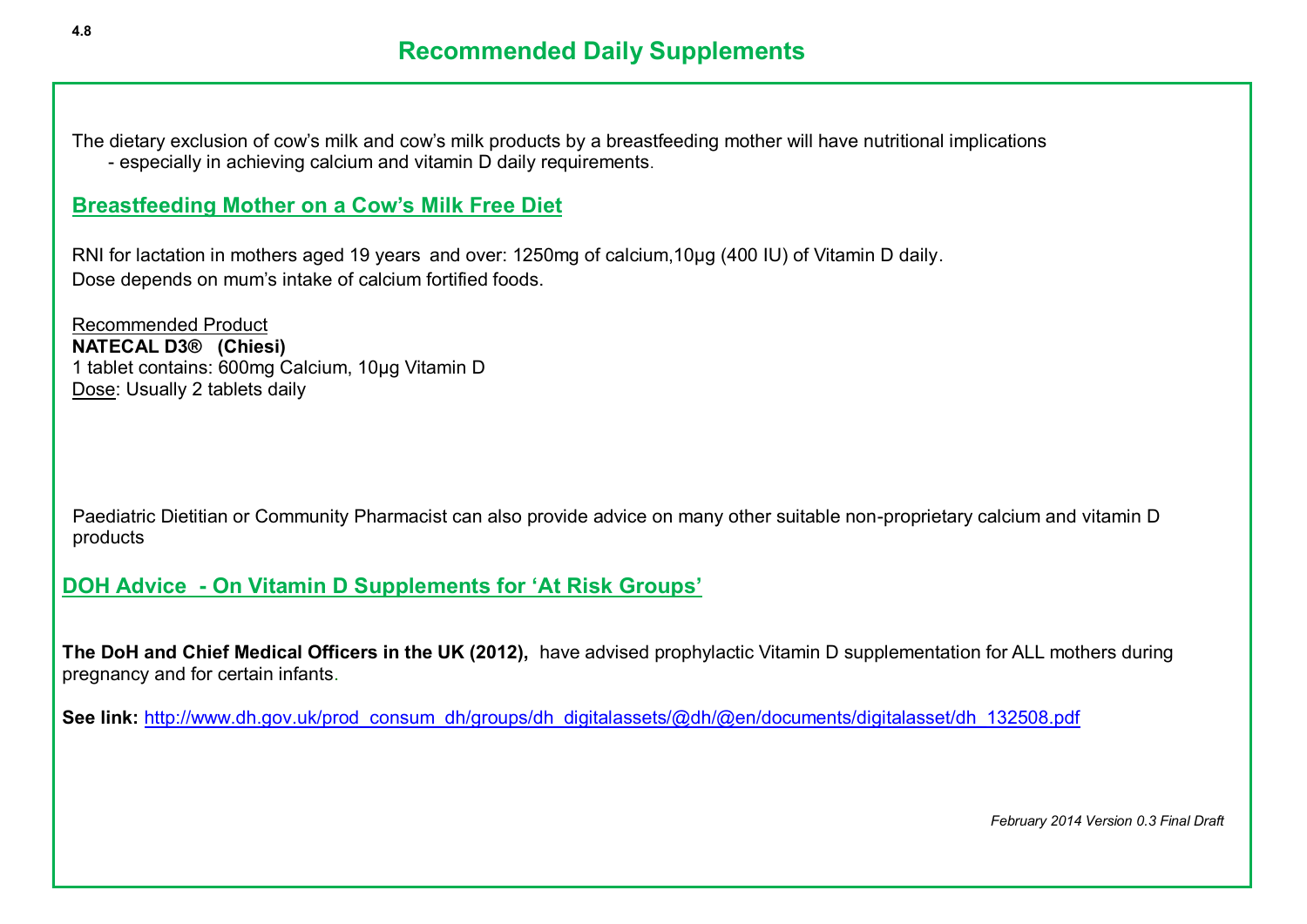4.8

# Recommended Daily Supplements

The dietary exclusion of cow's milk and cow's milk products by a breastfeeding mother will have nutritional implications
- especially in achieving calcium and vitamin D daily requirements.

## Breastfeeding Mother on a Cow's Milk Free Diet

RNI for lactation in mothers aged 19 years and over: 1250mg of calcium,10µg (400 IU) of Vitamin D daily.
Dose depends on mum's intake of calcium fortified foods.

Recommended Product
**NATECAL D3® (Chiesi)**
1 tablet contains: 600mg Calcium, 10µg Vitamin D
Dose: Usually 2 tablets daily

Paediatric Dietitian or Community Pharmacist can also provide advice on many other suitable non-proprietary calcium and vitamin D products

## DOH Advice - On Vitamin D Supplements for 'At Risk Groups'

**The DoH and Chief Medical Officers in the UK (2012),** have advised prophylactic Vitamin D supplementation for ALL mothers during pregnancy and for certain infants.

**See link:** http://www.dh.gov.uk/prod_consum_dh/groups/dh_digitalassets/@dh/@en/documents/digitalasset/dh_132508.pdf

*February 2014 Version 0.3 Final Draft*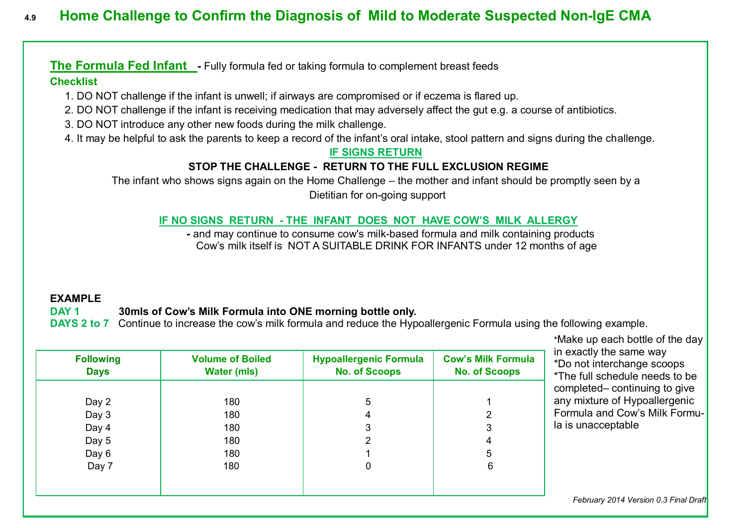## 4.9 Home Challenge to Confirm the Diagnosis of Mild to Moderate Suspected Non-IgE CMA

**The Formula Fed Infant** - Fully formula fed or taking formula to complement breast feeds

**Checklist**

1. DO NOT challenge if the infant is unwell; if airways are compromised or if eczema is flared up.
2. DO NOT challenge if the infant is receiving medication that may adversely affect the gut e.g. a course of antibiotics.
3. DO NOT introduce any other new foods during the milk challenge.
4. It may be helpful to ask the parents to keep a record of the infant's oral intake, stool pattern and signs during the challenge.

**IF SIGNS RETURN**

**STOP THE CHALLENGE - RETURN TO THE FULL EXCLUSION REGIME**

The infant who shows signs again on the Home Challenge – the mother and infant should be promptly seen by a Dietitian for on-going support

**IF NO SIGNS RETURN - THE INFANT DOES NOT HAVE COW'S MILK ALLERGY**

- and may continue to consume cow's milk-based formula and milk containing products

Cow's milk itself is NOT A SUITABLE DRINK FOR INFANTS under 12 months of age

**EXAMPLE**

**DAY 1** **30mls of Cow's Milk Formula into ONE morning bottle only.**

**DAYS 2 to 7** Continue to increase the cow's milk formula and reduce the Hypoallergenic Formula using the following example.

| Following Days | Volume of Boiled Water (mls) | Hypoallergenic Formula No. of Scoops | Cow's Milk Formula No. of Scoops |
|---|---|---|---|
| Day 2 | 180 | 5 | 1 |
| Day 3 | 180 | 4 | 2 |
| Day 4 | 180 | 3 | 3 |
| Day 5 | 180 | 2 | 4 |
| Day 6 | 180 | 1 | 5 |
| Day 7 | 180 | 0 | 6 |

*Make up each bottle of the day in exactly the same way

*Do not interchange scoops

*The full schedule needs to be completed– continuing to give any mixture of Hypoallergenic Formula and Cow's Milk Formula is unacceptable

*February 2014 Version 0.3 Final Draft*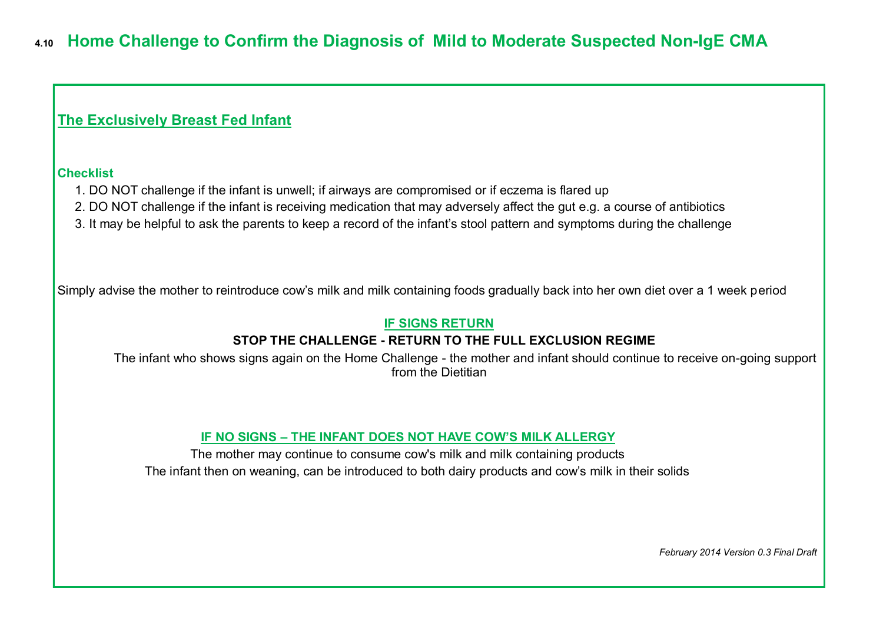## 4.10 Home Challenge to Confirm the Diagnosis of Mild to Moderate Suspected Non-IgE CMA

### The Exclusively Breast Fed Infant

**Checklist**

1. DO NOT challenge if the infant is unwell; if airways are compromised or if eczema is flared up
2. DO NOT challenge if the infant is receiving medication that may adversely affect the gut e.g. a course of antibiotics
3. It may be helpful to ask the parents to keep a record of the infant's stool pattern and symptoms during the challenge

Simply advise the mother to reintroduce cow's milk and milk containing foods gradually back into her own diet over a 1 week period

**IF SIGNS RETURN**

**STOP THE CHALLENGE - RETURN TO THE FULL EXCLUSION REGIME**

The infant who shows signs again on the Home Challenge - the mother and infant should continue to receive on-going support from the Dietitian

**IF NO SIGNS – THE INFANT DOES NOT HAVE COW'S MILK ALLERGY**

The mother may continue to consume cow's milk and milk containing products

The infant then on weaning, can be introduced to both dairy products and cow's milk in their solids

*February 2014 Version 0.3 Final Draft*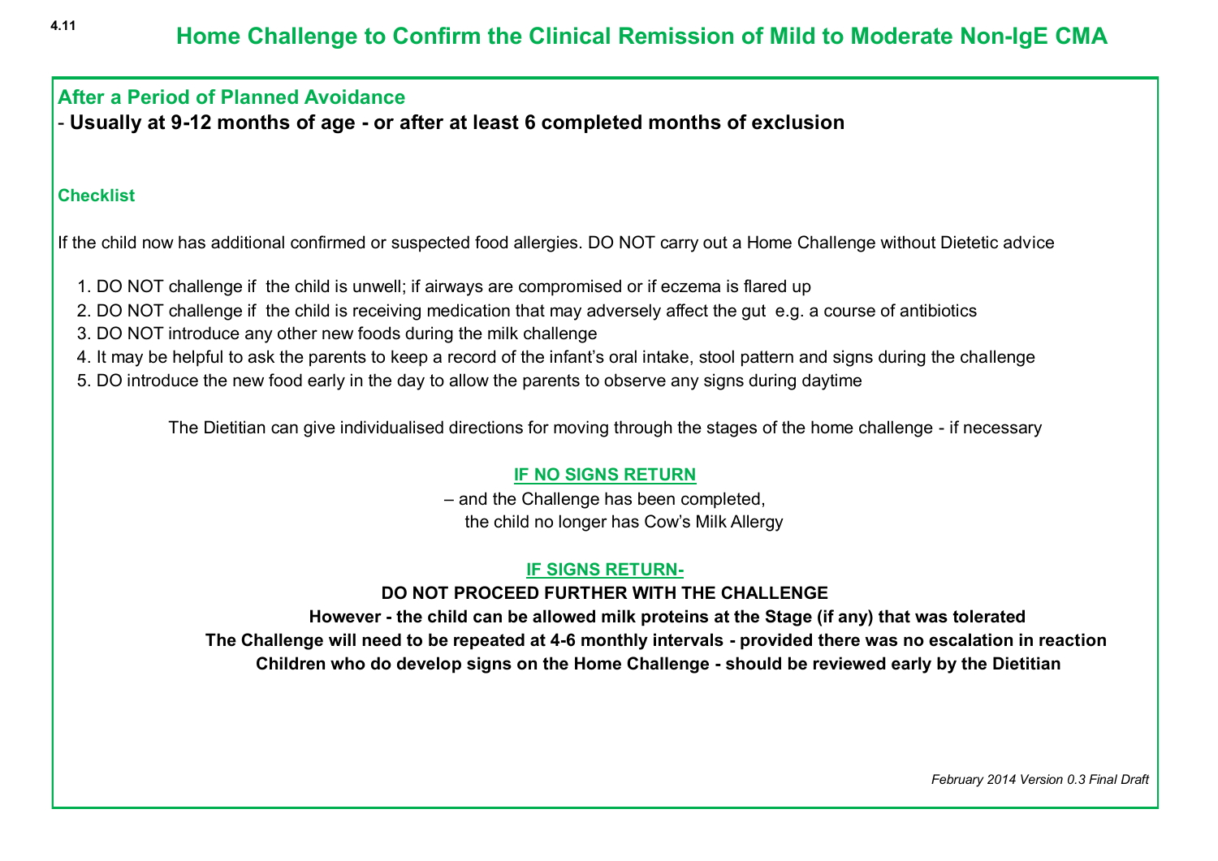4.11

# Home Challenge to Confirm the Clinical Remission of Mild to Moderate Non-IgE CMA

## After a Period of Planned Avoidance

- **Usually at 9-12 months of age - or after at least 6 completed months of exclusion**

### Checklist

If the child now has additional confirmed or suspected food allergies. DO NOT carry out a Home Challenge without Dietetic advice

1. DO NOT challenge if the child is unwell; if airways are compromised or if eczema is flared up
2. DO NOT challenge if the child is receiving medication that may adversely affect the gut e.g. a course of antibiotics
3. DO NOT introduce any other new foods during the milk challenge
4. It may be helpful to ask the parents to keep a record of the infant's oral intake, stool pattern and signs during the challenge
5. DO introduce the new food early in the day to allow the parents to observe any signs during daytime

The Dietitian can give individualised directions for moving through the stages of the home challenge - if necessary

**IF NO SIGNS RETURN**

– and the Challenge has been completed, the child no longer has Cow's Milk Allergy

**IF SIGNS RETURN-**

**DO NOT PROCEED FURTHER WITH THE CHALLENGE**

**However - the child can be allowed milk proteins at the Stage (if any) that was tolerated**

**The Challenge will need to be repeated at 4-6 monthly intervals - provided there was no escalation in reaction**

**Children who do develop signs on the Home Challenge - should be reviewed early by the Dietitian**

*February 2014 Version 0.3 Final Draft*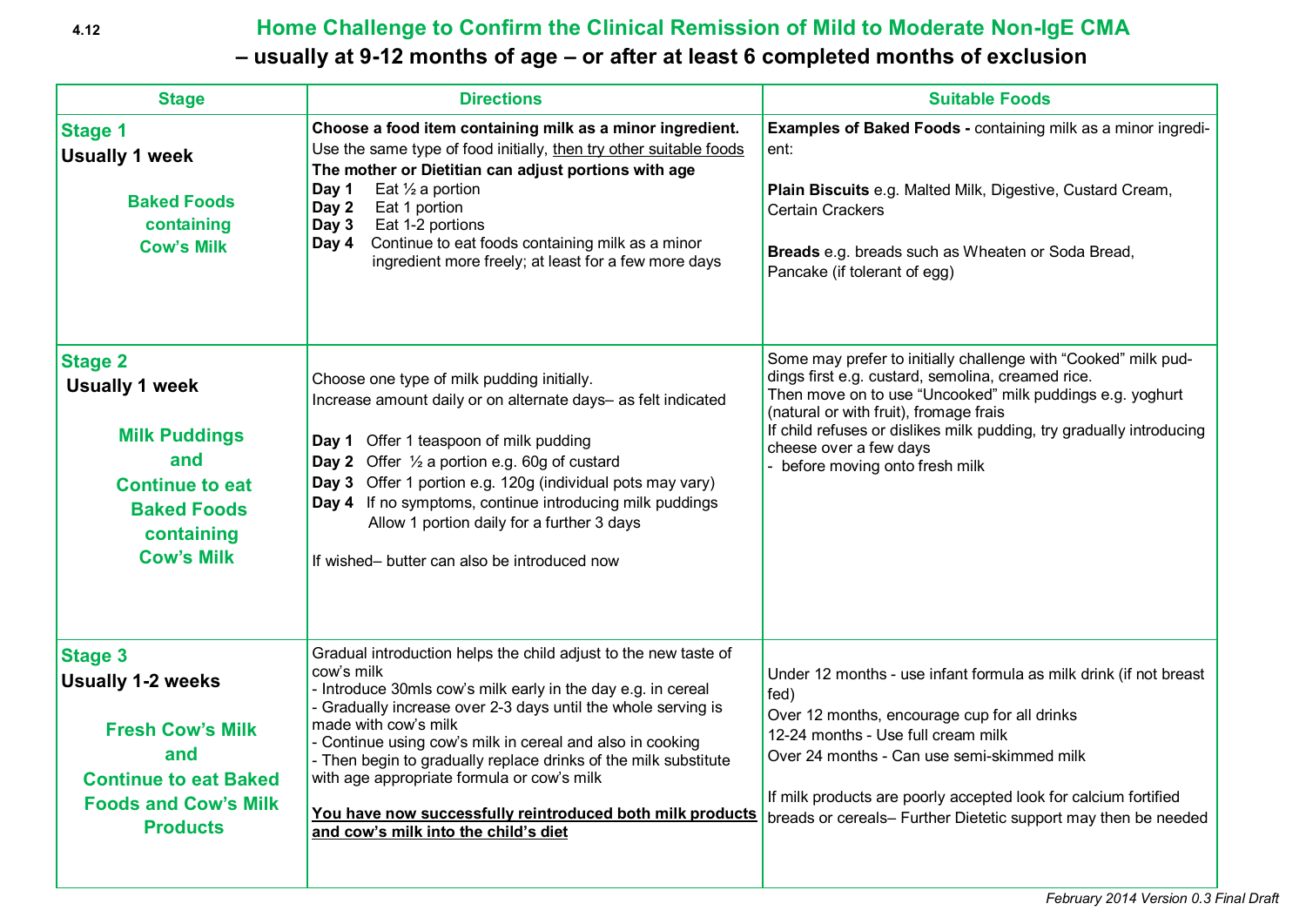4.12

# Home Challenge to Confirm the Clinical Remission of Mild to Moderate Non-IgE CMA

## – usually at 9-12 months of age – or after at least 6 completed months of exclusion

| Stage | Directions | Suitable Foods |
|---|---|---|
| **Stage 1**<br>**Usually 1 week**<br><br>**Baked Foods containing Cow's Milk** | **Choose a food item containing milk as a minor ingredient.**<br>Use the same type of food initially, then try other suitable foods<br>**The mother or Dietitian can adjust portions with age**<br>**Day 1** Eat ½ a portion<br>**Day 2** Eat 1 portion<br>**Day 3** Eat 1-2 portions<br>**Day 4** Continue to eat foods containing milk as a minor ingredient more freely; at least for a few more days | **Examples of Baked Foods -** containing milk as a minor ingredient:<br><br>**Plain Biscuits** e.g. Malted Milk, Digestive, Custard Cream, Certain Crackers<br><br>**Breads** e.g. breads such as Wheaten or Soda Bread, Pancake (if tolerant of egg) |
| **Stage 2**<br>**Usually 1 week**<br><br>**Milk Puddings and Continue to eat Baked Foods containing Cow's Milk** | Choose one type of milk pudding initially.<br>Increase amount daily or on alternate days– as felt indicated<br><br>**Day 1** Offer 1 teaspoon of milk pudding<br>**Day 2** Offer ½ a portion e.g. 60g of custard<br>**Day 3** Offer 1 portion e.g. 120g (individual pots may vary)<br>**Day 4** If no symptoms, continue introducing milk puddings Allow 1 portion daily for a further 3 days<br><br>If wished– butter can also be introduced now | Some may prefer to initially challenge with "Cooked" milk puddings first e.g. custard, semolina, creamed rice.<br>Then move on to use "Uncooked" milk puddings e.g. yoghurt (natural or with fruit), fromage frais<br>If child refuses or dislikes milk pudding, try gradually introducing cheese over a few days<br>- before moving onto fresh milk |
| **Stage 3**<br>**Usually 1-2 weeks**<br><br>**Fresh Cow's Milk and Continue to eat Baked Foods and Cow's Milk Products** | Gradual introduction helps the child adjust to the new taste of cow's milk<br>- Introduce 30mls cow's milk early in the day e.g. in cereal<br>- Gradually increase over 2-3 days until the whole serving is made with cow's milk<br>- Continue using cow's milk in cereal and also in cooking<br>- Then begin to gradually replace drinks of the milk substitute with age appropriate formula or cow's milk<br><br>**You have now successfully reintroduced both milk products and cow's milk into the child's diet** | Under 12 months - use infant formula as milk drink (if not breast fed)<br>Over 12 months, encourage cup for all drinks<br>12-24 months - Use full cream milk<br>Over 24 months - Can use semi-skimmed milk<br><br>If milk products are poorly accepted look for calcium fortified breads or cereals– Further Dietetic support may then be needed |

*February 2014 Version 0.3 Final Draft*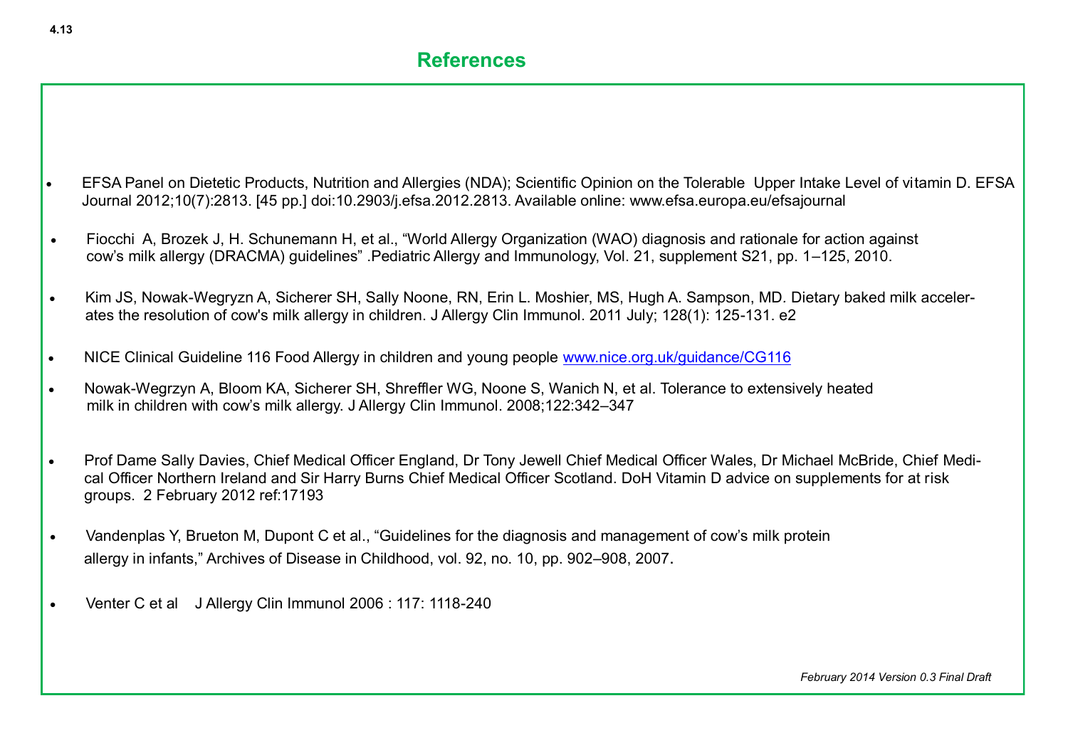4.13

## References

- EFSA Panel on Dietetic Products, Nutrition and Allergies (NDA); Scientific Opinion on the Tolerable Upper Intake Level of vitamin D. EFSA Journal 2012;10(7):2813. [45 pp.] doi:10.2903/j.efsa.2012.2813. Available online: www.efsa.europa.eu/efsajournal

- Fiocchi A, Brozek J, H. Schunemann H, et al., "World Allergy Organization (WAO) diagnosis and rationale for action against cow's milk allergy (DRACMA) guidelines" .Pediatric Allergy and Immunology, Vol. 21, supplement S21, pp. 1–125, 2010.

- Kim JS, Nowak-Wegryzn A, Sicherer SH, Sally Noone, RN, Erin L. Moshier, MS, Hugh A. Sampson, MD. Dietary baked milk accelerates the resolution of cow's milk allergy in children. J Allergy Clin Immunol. 2011 July; 128(1): 125-131. e2

- NICE Clinical Guideline 116 Food Allergy in children and young people [www.nice.org.uk/guidance/CG116](www.nice.org.uk/guidance/CG116)

- Nowak-Wegrzyn A, Bloom KA, Sicherer SH, Shreffler WG, Noone S, Wanich N, et al. Tolerance to extensively heated milk in children with cow's milk allergy. J Allergy Clin Immunol. 2008;122:342–347

- Prof Dame Sally Davies, Chief Medical Officer England, Dr Tony Jewell Chief Medical Officer Wales, Dr Michael McBride, Chief Medical Officer Northern Ireland and Sir Harry Burns Chief Medical Officer Scotland. DoH Vitamin D advice on supplements for at risk groups. 2 February 2012 ref:17193

- Vandenplas Y, Brueton M, Dupont C et al., "Guidelines for the diagnosis and management of cow's milk protein allergy in infants," Archives of Disease in Childhood, vol. 92, no. 10, pp. 902–908, 2007.

- Venter C et al J Allergy Clin Immunol 2006 : 117: 1118-240

*February 2014 Version 0.3 Final Draft*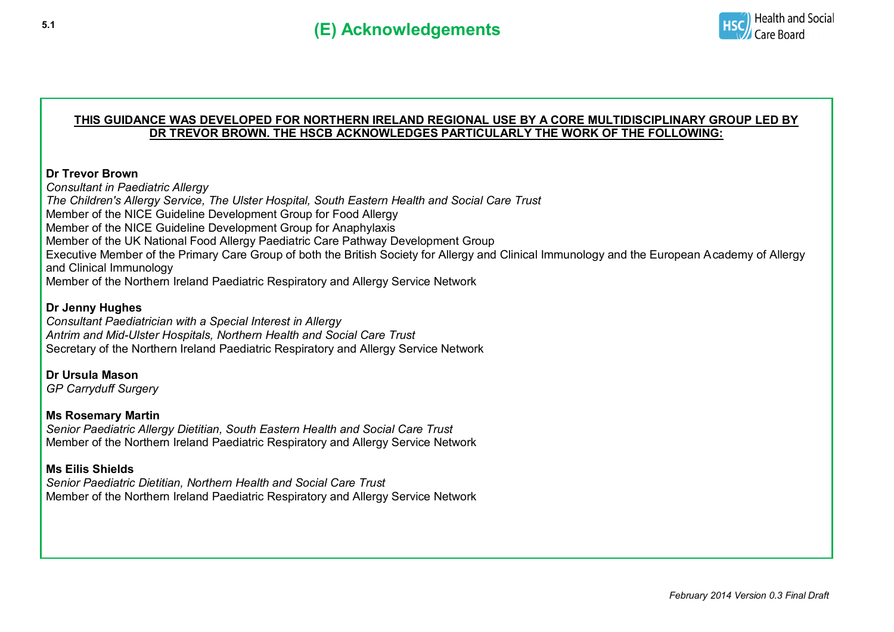# (E) Acknowledgements

**<u>THIS GUIDANCE WAS DEVELOPED FOR NORTHERN IRELAND REGIONAL USE BY A CORE MULTIDISCIPLINARY GROUP LED BY DR TREVOR BROWN. THE HSCB ACKNOWLEDGES PARTICULARLY THE WORK OF THE FOLLOWING:</u>**

**Dr Trevor Brown**
*Consultant in Paediatric Allergy*
*The Children's Allergy Service, The Ulster Hospital, South Eastern Health and Social Care Trust*
Member of the NICE Guideline Development Group for Food Allergy
Member of the NICE Guideline Development Group for Anaphylaxis
Member of the UK National Food Allergy Paediatric Care Pathway Development Group
Executive Member of the Primary Care Group of both the British Society for Allergy and Clinical Immunology and the European Academy of Allergy and Clinical Immunology
Member of the Northern Ireland Paediatric Respiratory and Allergy Service Network

**Dr Jenny Hughes**
*Consultant Paediatrician with a Special Interest in Allergy*
*Antrim and Mid-Ulster Hospitals, Northern Health and Social Care Trust*
Secretary of the Northern Ireland Paediatric Respiratory and Allergy Service Network

**Dr Ursula Mason**
*GP Carryduff Surgery*

**Ms Rosemary Martin**
*Senior Paediatric Allergy Dietitian, South Eastern Health and Social Care Trust*
Member of the Northern Ireland Paediatric Respiratory and Allergy Service Network

**Ms Eilis Shields**
*Senior Paediatric Dietitian, Northern Health and Social Care Trust*
Member of the Northern Ireland Paediatric Respiratory and Allergy Service Network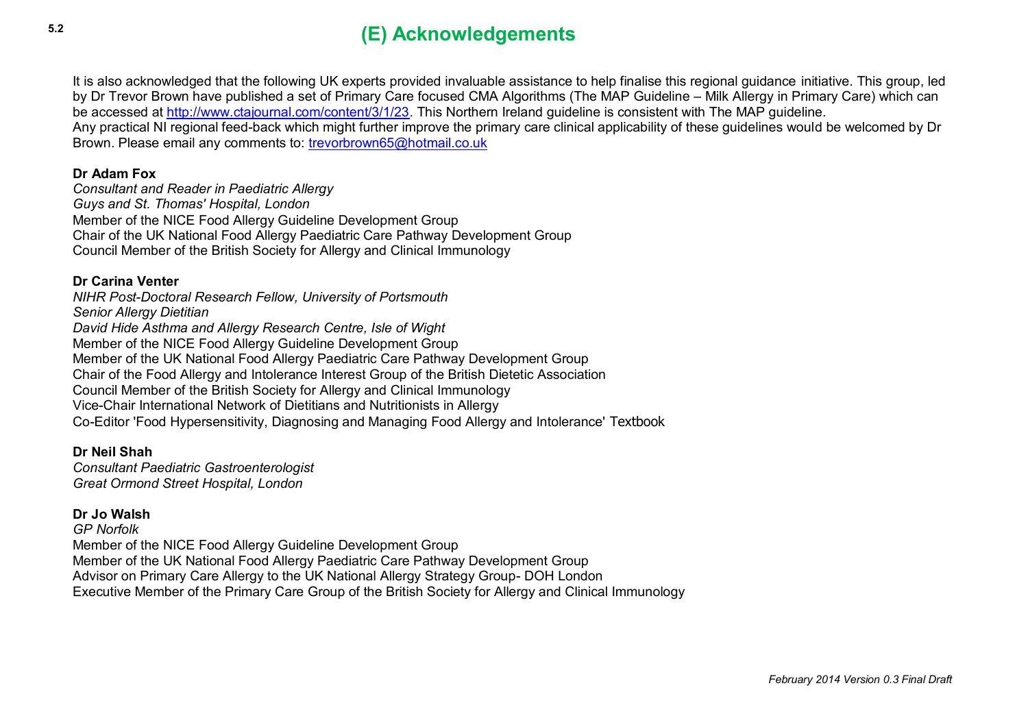## 5.2 (E) Acknowledgements

It is also acknowledged that the following UK experts provided invaluable assistance to help finalise this regional guidance initiative. This group, led by Dr Trevor Brown have published a set of Primary Care focused CMA Algorithms (The MAP Guideline – Milk Allergy in Primary Care) which can be accessed at [http://www.ctajournal.com/content/3/1/23](http://www.ctajournal.com/content/3/1/23). This Northern Ireland guideline is consistent with The MAP guideline.
Any practical NI regional feed-back which might further improve the primary care clinical applicability of these guidelines would be welcomed by Dr Brown. Please email any comments to: [trevorbrown65@hotmail.co.uk](mailto:trevorbrown65@hotmail.co.uk)

**Dr Adam Fox**
*Consultant and Reader in Paediatric Allergy*
*Guys and St. Thomas' Hospital, London*
Member of the NICE Food Allergy Guideline Development Group
Chair of the UK National Food Allergy Paediatric Care Pathway Development Group
Council Member of the British Society for Allergy and Clinical Immunology

**Dr Carina Venter**
*NIHR Post-Doctoral Research Fellow, University of Portsmouth*
*Senior Allergy Dietitian*
*David Hide Asthma and Allergy Research Centre, Isle of Wight*
Member of the NICE Food Allergy Guideline Development Group
Member of the UK National Food Allergy Paediatric Care Pathway Development Group
Chair of the Food Allergy and Intolerance Interest Group of the British Dietetic Association
Council Member of the British Society for Allergy and Clinical Immunology
Vice-Chair International Network of Dietitians and Nutritionists in Allergy
Co-Editor 'Food Hypersensitivity, Diagnosing and Managing Food Allergy and Intolerance' Textbook

**Dr Neil Shah**
*Consultant Paediatric Gastroenterologist*
*Great Ormond Street Hospital, London*

**Dr Jo Walsh**
*GP Norfolk*
Member of the NICE Food Allergy Guideline Development Group
Member of the UK National Food Allergy Paediatric Care Pathway Development Group
Advisor on Primary Care Allergy to the UK National Allergy Strategy Group- DOH London
Executive Member of the Primary Care Group of the British Society for Allergy and Clinical Immunology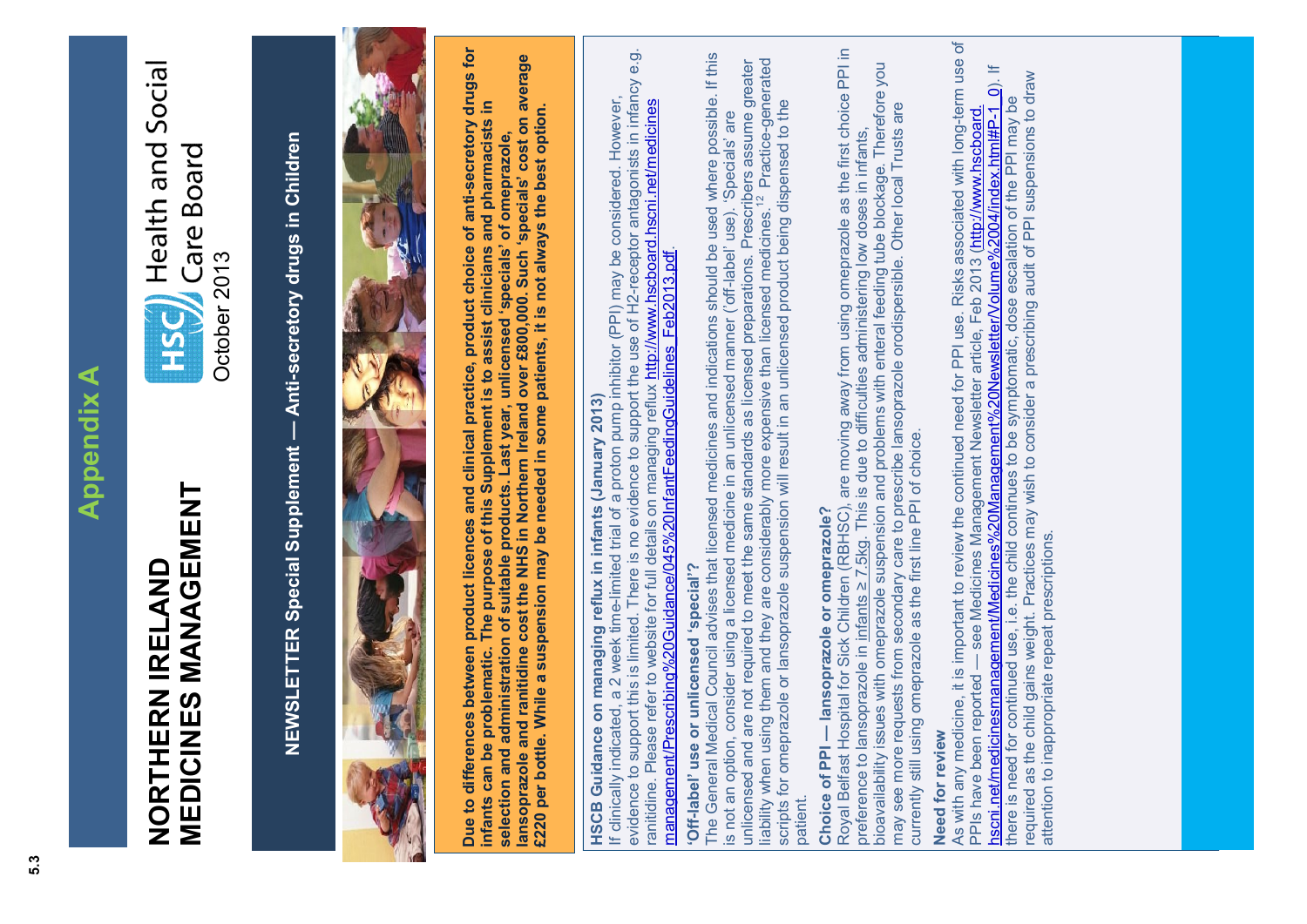# Appendix A

# NORTHERN IRELAND MEDICINES MANAGEMENT

HSC Health and Social Care Board

October 2013

## NEWSLETTER Special Supplement — Anti-secretory drugs in Children

**Due to differences between product licences and clinical practice, product choice of anti-secretory drugs for infants can be problematic. The purpose of this Supplement is to assist clinicians and pharmacists in selection and administration of suitable products. Last year, unlicensed 'specials' of omeprazole, lansoprazole and ranitidine cost the NHS in Northern Ireland over £800,000. Such 'specials' cost on average £220 per bottle. While a suspension may be needed in some patients, it is not always the best option.**

### HSCB Guidance on managing reflux in infants (January 2013)

If clinically indicated, a 2 week time-limited trial of a proton pump inhibitor (PPI) may be considered. However, evidence to support this is limited. There is no evidence to support the use of H2-receptor antagonists in infancy e.g. ranitidine. Please refer to website for full details on managing reflux http://www.hscboard.hscni.net/medicinesmanagement/Prescribing%20Guidance/045%20InfantFeedingGuidelines_Feb2013.pdf.

### 'Off-label' use or unlicensed 'special'?

The General Medical Council advises that licensed medicines and indications should be used where possible. If this is not an option, consider using a licensed medicine in an unlicensed manner ('off-label' use). 'Specials' are unlicensed and are not required to meet the same standards as licensed preparations. Prescribers assume greater liability when using them and they are considerably more expensive than licensed medicines.[1,2] Practice-generated scripts for omeprazole or lansoprazole suspension will result in an unlicensed product being dispensed to the patient.

### Choice of PPI — lansoprazole or omeprazole?

Royal Belfast Hospital for Sick Children (RBHSC), are moving away from using omeprazole as the first choice PPI in preference to lansoprazole in infants ≥ 7.5kg. This is due to difficulties administering low doses in infants, bioavailability issues with omeprazole suspension and problems with enteral feeding tube blockage. Therefore you may see more requests from secondary care to prescribe lansoprazole orodispersible. Other local Trusts are currently still using omeprazole as the first line PPI of choice.

### Need for review

As with any medicine, it is important to review the continued need for PPI use. Risks associated with long-term use of PPIs have been reported — see Medicines Management Newsletter article, Feb 2013 (http://www.hscboard.hscni.net/medicinesmanagement/Medicines%20Management%20Newsletter/Volume%2004/index.html#P-1_0). If there is need for continued use, i.e. the child continues to be symptomatic, dose escalation of the PPI may be required as the child gains weight. Practices may wish to consider a prescribing audit of PPI suspensions to draw attention to inappropriate repeat prescriptions.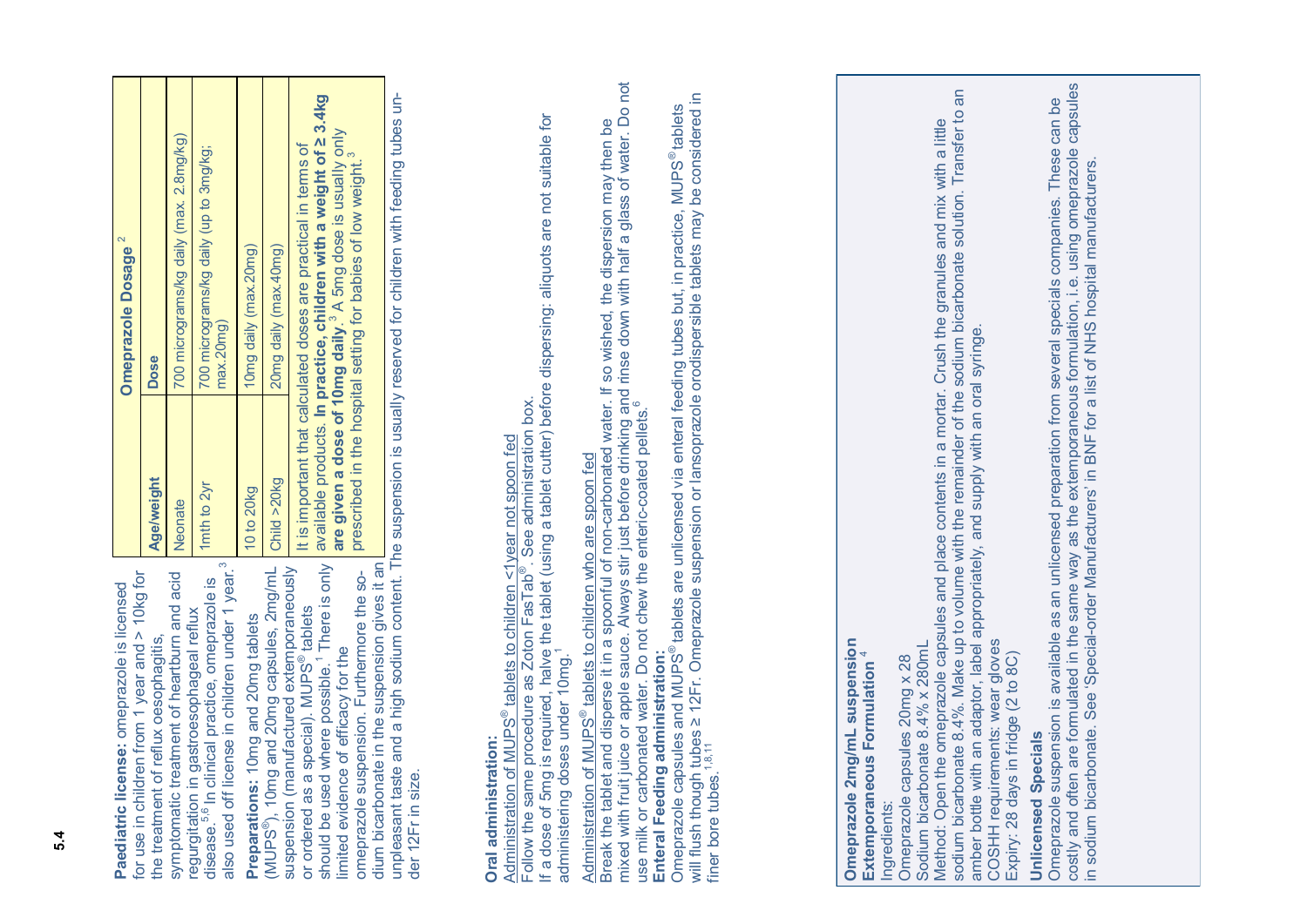## 5.4

**Paediatric license:** omeprazole is licensed for use in children from 1 year and > 10kg for the treatment of reflux oesophagitis, symptomatic treatment of heartburn and acid regurgitation in gastroesophageal reflux disease.[5,6] In clinical practice, omeprazole is also used off license in children under 1 year.[3]

**Preparations:** 10mg and 20mg tablets (MUPS®), 10mg and 20mg capsules, 2mg/mL suspension (manufactured extemporaneously or ordered as a special). MUPS® tablets should be used where possible.[1] There is only limited evidence of efficacy for the omeprazole suspension. Furthermore the sodium bicarbonate in the suspension gives it an unpleasant taste and a high sodium content. The suspension is usually reserved for children with feeding tubes under 12Fr in size.

| Omeprazole Dosage [2] | |
|---|---|
| **Age/weight** | **Dose** |
| Neonate | 700 micrograms/kg daily (max. 2.8mg/kg) |
| 1mth to 2yr | 700 micrograms/kg daily (up to 3mg/kg; max.20mg) |
| 10 to 20kg | 10mg daily (max.20mg) |
| Child >20kg | 20mg daily (max.40mg) |

It is important that calculated doses are practical in terms of available products. **In practice, children with a weight of ≥ 3.4kg are given a dose of 10mg daily**.[3] A 5mg dose is usually only prescribed in the hospital setting for babies of low weight.[3]

**Oral administration:**

Administration of MUPS® tablets to children <1year not spoon fed

Follow the same procedure as Zoton FasTab®. See administration box.

If a dose of 5mg is required, halve the tablet (using a tablet cutter) before dispersing: aliquots are not suitable for administering doses under 10mg.[1]

Administration of MUPS® tablets to children who are spoon fed

Break the tablet and disperse it in a spoonful of non-carbonated water. If so wished, the dispersion may then be mixed with fruit juice or apple sauce. Always stir just before drinking and rinse down with half a glass of water. Do not use milk or carbonated water. Do not chew the enteric-coated pellets.[6]

**Enteral Feeding administration:**

Omeprazole capsules and MUPS® tablets are unlicensed via enteral feeding tubes but, in practice, MUPS® tablets will flush though tubes ≥ 12Fr. Omeprazole suspension or lansoprazole orodispersible tablets may be considered in finer bore tubes.[1,8,11]

**Omeprazole 2mg/mL suspension Extemporaneous Formulation** [4]

Ingredients:
Omeprazole capsules 20mg x 28
Sodium bicarbonate 8.4% x 280mL

Method: Open the omeprazole capsules and place contents in a mortar. Crush the granules and mix with a little sodium bicarbonate 8.4%. Make up to volume with the remainder of the sodium bicarbonate solution. Transfer to an amber bottle with an adaptor, label appropriately, and supply with an oral syringe.

COSHH requirements: wear gloves
Expiry: 28 days in fridge (2 to 8C)

**Unlicensed Specials**

Omeprazole suspension is available as an unlicensed preparation from several specials companies. These can be costly and often are formulated in the same way as the extemporaneous formulation, i.e. using omeprazole capsules in sodium bicarbonate. See 'Special-order Manufacturers' in BNF for a list of NHS hospital manufacturers.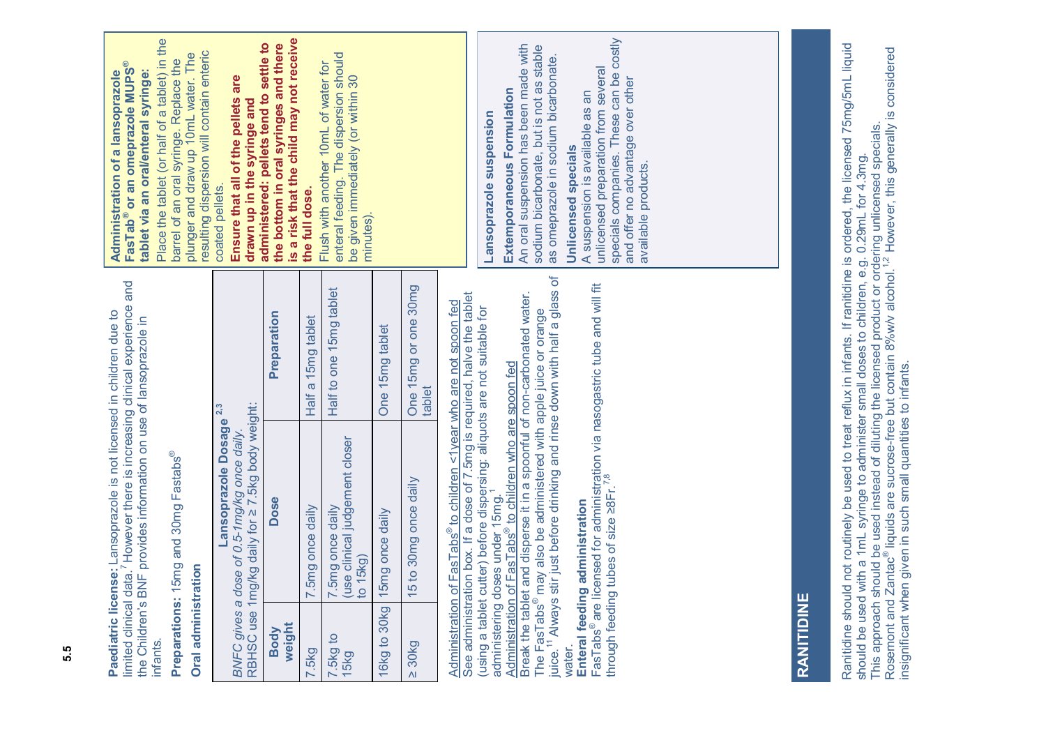**Paediatric license:** Lansoprazole is not licensed in children due to limited clinical data.[7] However there is increasing clinical experience and the Children's BNF provides information on use of lansoprazole in infants.

**Preparations:** 15mg and 30mg Fastabs®

**Oral administration**

**Lansoprazole Dosage [2,3]**

*BNFC gives a dose of 0.5-1mg/kg once daily.*
RBHSC use 1mg/kg daily for ≥ 7.5kg body weight:

| Body weight | Dose | Preparation |
|---|---|---|
| 7.5kg | 7.5mg once daily | Half a 15mg tablet |
| 7.5kg to 15kg | 7.5mg once daily (use clinical judgement closer to 15kg) | Half to one 15mg tablet |
| 16kg to 30kg | 15mg once daily | One 15mg tablet |
| ≥ 30kg | 15 to 30mg once daily | One 15mg or one 30mg tablet |

Administration of FasTabs® to children <1year who are not spoon fed
See administration box. If a dose of 7.5mg is required, halve the tablet (using a tablet cutter) before dispersing: aliquots are not suitable for administering doses under 15mg.[1]
Administration of FasTabs® to children who are spoon fed
Break the tablet and disperse it in a spoonful of non-carbonated water. The FasTabs® may also be administered with apple juice or orange juice.[11] Always stir just before drinking and rinse down with half a glass of water.

**Enteral feeding administration**
FasTabs® are licensed for administration via nasogastric tube and will fit through feeding tubes of size ≥8Fr.[7,8]

**Administration of a lansoprazole FasTab® or an omeprazole MUPS® tablet via an oral/enteral syringe:**
Place the tablet (or half of a tablet) in the barrel of an oral syringe. Replace the plunger and draw up 10mL water. The resulting dispersion will contain enteric coated pellets.
**Ensure that all of the pellets are drawn up in the syringe and administered: pellets tend to settle to the bottom in oral syringes and there is a risk that the child may not receive the full dose.**
Flush with another 10mL of water for enteral feeding. The dispersion should be given immediately (or within 30 minutes).

**Lansoprazole suspension**
**Extemporaneous Formulation**
An oral suspension has been made with sodium bicarbonate, but is not as stable as omeprazole in sodium bicarbonate.
**Unlicensed specials**
A suspension is available as an unlicensed preparation from several specials companies. These can be costly and offer no advantage over other available products.

## RANITIDINE

Ranitidine should not routinely be used to treat reflux in infants. If ranitidine is ordered, the licensed 75mg/5mL liquid should be used with a 1mL syringe to administer small doses to children, e.g. 0.29mL for 4.3mg.
This approach should be used instead of diluting the licensed product or ordering unlicensed specials.
Rosemont and Zantac® liquids are sucrose-free but contain 8%w/v alcohol.[1,2] However, this generally is considered insignificant when given in such small quantities to infants.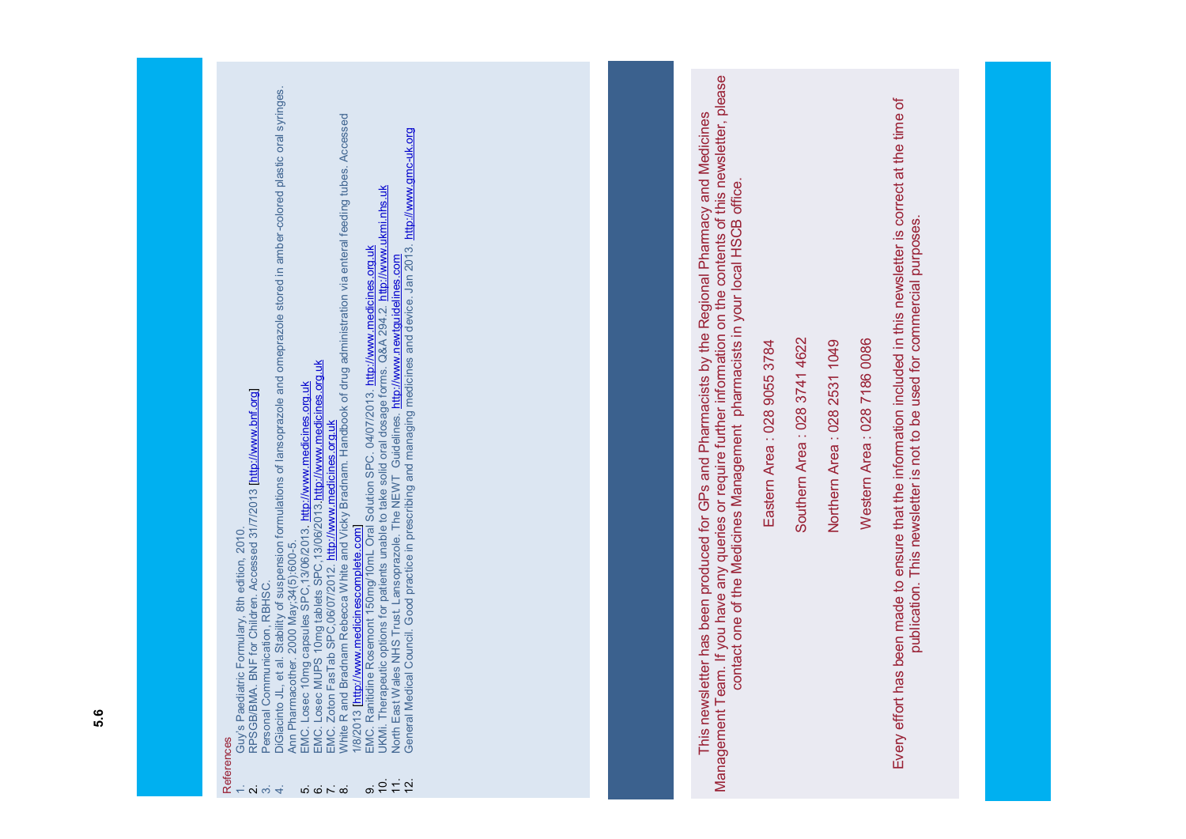## References

1. Guy's Paediatric Formulary, 8th edition, 2010.
2. RPSGB/BMA. BNF for Children. Accessed 31/7/2013 [http://www.bnf.org]
3. Personal Communication, RBHSC.
4. DiGiacinto JL, et al. Stability of suspension formulations of lansoprazole and omeprazole stored in amber-colored plastic oral syringes. Ann Pharmacother. 2000 May;34(5):600-5.
5. EMC. Losec 10mg capsules SPC,13/06/2013. http://www.medicines.org.uk
6. EMC. Losec MUPS 10mg tablets SPC,13/06/2013.http://www.medicines.org.uk
7. EMC. Zoton FasTab SPC,06/07/2012. http://www.medicines.org.uk
8. White R and Bradnam Rebecca White and Vicky Bradnam. Handbook of drug administration via enteral feeding tubes. Accessed 1/8/2013 [http://www.medicinescomplete.com]
9. EMC. Ranitidine Rosemont 150mg/10mL Oral Solution SPC, 04/07/2013. http://www.medicines.org.uk
10. UKMi. Therapeutic options for patients unable to take solid oral dosage forms. Q&A 294.2. http://www.ukmi.nhs.uk
11. North East Wales NHS Trust. Lansoprazole. The NEWT Guidelines. http://www.newtguidelines.com
12. General Medical Council. Good practice in prescribing and managing medicines and device. Jan 2013. http://www.gmc-uk.org

This newsletter has been produced for GPs and Pharmacists by the Regional Pharmacy and Medicines Management Team. If you have any queries or require further information on the contents of this newsletter, please contact one of the Medicines Management pharmacists in your local HSCB office.

Eastern Area : 028 9055 3784

Southern Area : 028 3741 4622

Northern Area : 028 2531 1049

Western Area : 028 7186 0086

Every effort has been made to ensure that the information included in this newsletter is correct at the time of publication. This newsletter is not to be used for commercial purposes.